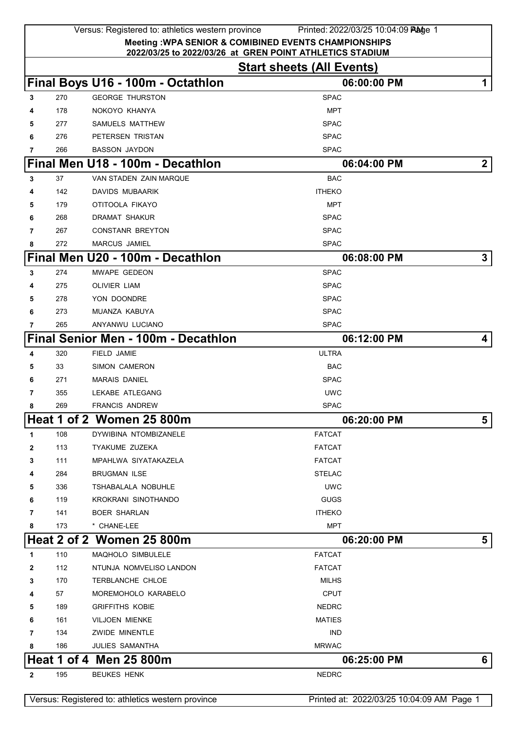**Meeting :WPA SENIOR & COMIBINED EVENTS CHAMPIONSHIPS**
**2022/03/25 to 2022/03/26 at GREN POINT ATHLETICS STADIUM**

## Start sheets (All Events)

### Final Boys U16 - 100m - Octathlon — 06:00:00 PM — 1

| | | | |
|---|---|---|---|
| 3 | 270 | GEORGE THURSTON | SPAC |
| 4 | 178 | NOKOYO KHANYA | MPT |
| 5 | 277 | SAMUELS MATTHEW | SPAC |
| 6 | 276 | PETERSEN TRISTAN | SPAC |
| 7 | 266 | BASSON JAYDON | SPAC |

### Final Men U18 - 100m - Decathlon — 06:04:00 PM — 2

| | | | |
|---|---|---|---|
| 3 | 37 | VAN STADEN ZAIN MARQUE | BAC |
| 4 | 142 | DAVIDS MUBAARIK | ITHEKO |
| 5 | 179 | OTITOOLA FIKAYO | MPT |
| 6 | 268 | DRAMAT SHAKUR | SPAC |
| 7 | 267 | CONSTANR BREYTON | SPAC |
| 8 | 272 | MARCUS JAMIEL | SPAC |

### Final Men U20 - 100m - Decathlon — 06:08:00 PM — 3

| | | | |
|---|---|---|---|
| 3 | 274 | MWAPE GEDEON | SPAC |
| 4 | 275 | OLIVIER LIAM | SPAC |
| 5 | 278 | YON DOONDRE | SPAC |
| 6 | 273 | MUANZA KABUYA | SPAC |
| 7 | 265 | ANYANWU LUCIANO | SPAC |

### Final Senior Men - 100m - Decathlon — 06:12:00 PM — 4

| | | | |
|---|---|---|---|
| 4 | 320 | FIELD JAMIE | ULTRA |
| 5 | 33 | SIMON CAMERON | BAC |
| 6 | 271 | MARAIS DANIEL | SPAC |
| 7 | 355 | LEKABE ATLEGANG | UWC |
| 8 | 269 | FRANCIS ANDREW | SPAC |

### Heat 1 of 2 Women 25 800m — 06:20:00 PM — 5

| | | | |
|---|---|---|---|
| 1 | 108 | DYWIBINA NTOMBIZANELE | FATCAT |
| 2 | 113 | TYAKUME ZUZEKA | FATCAT |
| 3 | 111 | MPAHLWA SIYATAKAZELA | FATCAT |
| 4 | 284 | BRUGMAN ILSE | STELAC |
| 5 | 336 | TSHABALALA NOBUHLE | UWC |
| 6 | 119 | KROKRANI SINOTHANDO | GUGS |
| 7 | 141 | BOER SHARLAN | ITHEKO |
| 8 | 173 | * CHANE-LEE | MPT |

### Heat 2 of 2 Women 25 800m — 06:20:00 PM — 5

| | | | |
|---|---|---|---|
| 1 | 110 | MAQHOLO SIMBULELE | FATCAT |
| 2 | 112 | NTUNJA NOMVELISO LANDON | FATCAT |
| 3 | 170 | TERBLANCHE CHLOE | MILHS |
| 4 | 57 | MOREMOHOLO KARABELO | CPUT |
| 5 | 189 | GRIFFITHS KOBIE | NEDRC |
| 6 | 161 | VILJOEN MIENKE | MATIES |
| 7 | 134 | ZWIDE MINENTLE | IND |
| 8 | 186 | JULIES SAMANTHA | MRWAC |

### Heat 1 of 4 Men 25 800m — 06:25:00 PM — 6

| | | | |
|---|---|---|---|
| 2 | 195 | BEUKES HENK | NEDRC |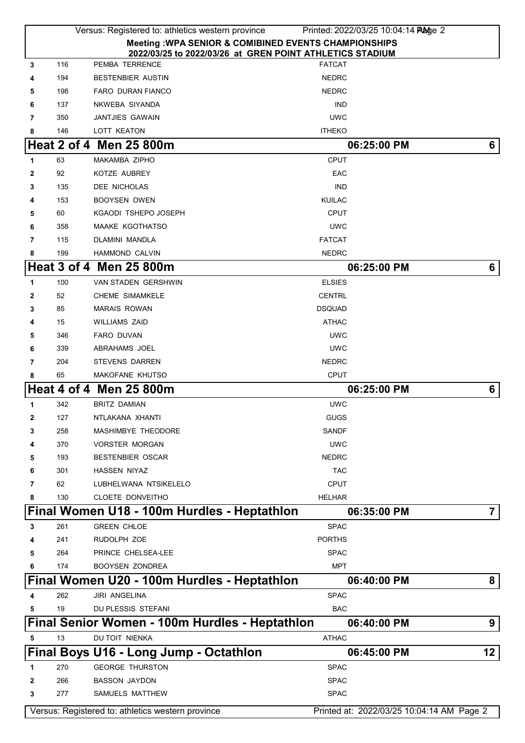| | | | |
|---|---|---|---|
| 3 | 116 | PEMBA TERRENCE | FATCAT |
| 4 | 194 | BESTENBIER AUSTIN | NEDRC |
| 5 | 198 | FARO DURAN FIANCO | NEDRC |
| 6 | 137 | NKWEBA SIYANDA | IND |
| 7 | 350 | JANTJIES GAWAIN | UWC |
| 8 | 146 | LOTT KEATON | ITHEKO |

## Heat 2 of 4 Men 25 800m — 06:25:00 PM — 6

| | | | |
|---|---|---|---|
| 1 | 63 | MAKAMBA ZIPHO | CPUT |
| 2 | 92 | KOTZE AUBREY | EAC |
| 3 | 135 | DEE NICHOLAS | IND |
| 4 | 153 | BOOYSEN OWEN | KUILAC |
| 5 | 60 | KGAODI TSHEPO JOSEPH | CPUT |
| 6 | 358 | MAAKE KGOTHATSO | UWC |
| 7 | 115 | DLAMINI MANDLA | FATCAT |
| 8 | 199 | HAMMOND CALVIN | NEDRC |

## Heat 3 of 4 Men 25 800m — 06:25:00 PM — 6

| | | | |
|---|---|---|---|
| 1 | 100 | VAN STADEN GERSHWIN | ELSIES |
| 2 | 52 | CHEME SIMAMKELE | CENTRL |
| 3 | 85 | MARAIS ROWAN | DSQUAD |
| 4 | 15 | WILLIAMS ZAID | ATHAC |
| 5 | 346 | FARO DUVAN | UWC |
| 6 | 339 | ABRAHAMS JOEL | UWC |
| 7 | 204 | STEVENS DARREN | NEDRC |
| 8 | 65 | MAKOFANE KHUTSO | CPUT |

## Heat 4 of 4 Men 25 800m — 06:25:00 PM — 6

| | | | |
|---|---|---|---|
| 1 | 342 | BRITZ DAMIAN | UWC |
| 2 | 127 | NTLAKANA XHANTI | GUGS |
| 3 | 258 | MASHIMBYE THEODORE | SANDF |
| 4 | 370 | VORSTER MORGAN | UWC |
| 5 | 193 | BESTENBIER OSCAR | NEDRC |
| 6 | 301 | HASSEN NIYAZ | TAC |
| 7 | 62 | LUBHELWANA NTSIKELELO | CPUT |
| 8 | 130 | CLOETE DONVEITHO | HELHAR |

## Final Women U18 - 100m Hurdles - Heptathlon — 06:35:00 PM — 7

| | | | |
|---|---|---|---|
| 3 | 261 | GREEN CHLOE | SPAC |
| 4 | 241 | RUDOLPH ZOE | PORTHS |
| 5 | 264 | PRINCE CHELSEA-LEE | SPAC |
| 6 | 174 | BOOYSEN ZONDREA | MPT |

## Final Women U20 - 100m Hurdles - Heptathlon — 06:40:00 PM — 8

| | | | |
|---|---|---|---|
| 4 | 262 | JIRI ANGELINA | SPAC |
| 5 | 19 | DU PLESSIS STEFANI | BAC |

## Final Senior Women - 100m Hurdles - Heptathlon — 06:40:00 PM — 9

| | | | |
|---|---|---|---|
| 5 | 13 | DU TOIT NIENKA | ATHAC |

## Final Boys U16 - Long Jump - Octathlon — 06:45:00 PM — 12

| | | | |
|---|---|---|---|
| 1 | 270 | GEORGE THURSTON | SPAC |
| 2 | 266 | BASSON JAYDON | SPAC |
| 3 | 277 | SAMUELS MATTHEW | SPAC |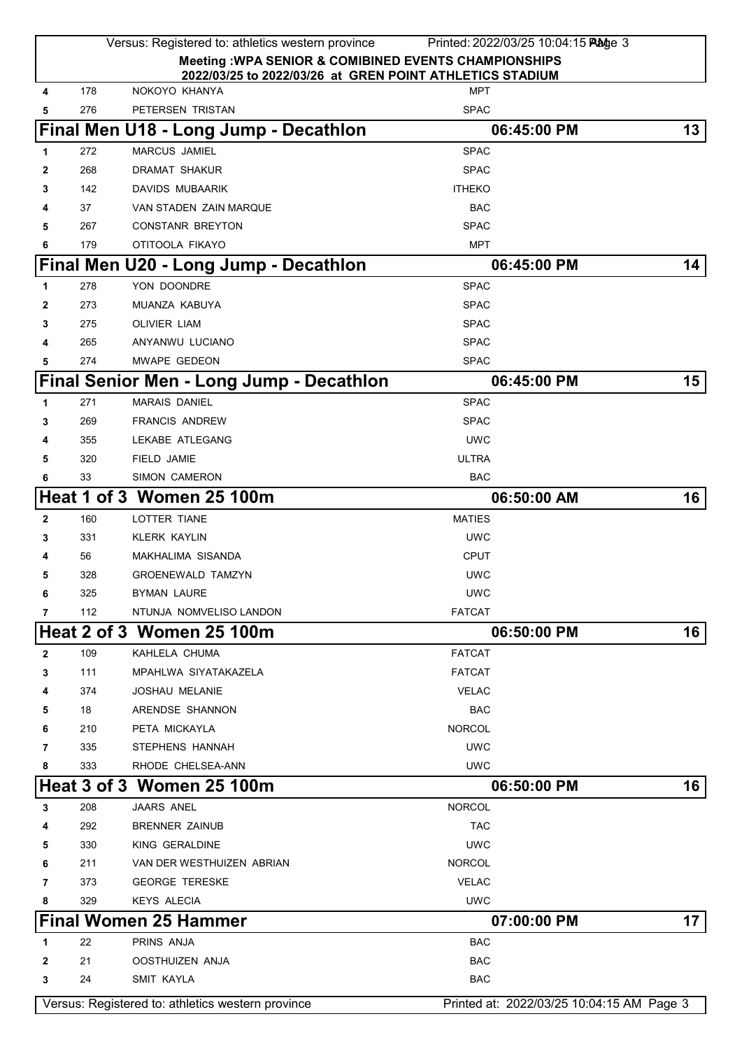| | | | |
|---|---|---|---|
| 4 | 178 | NOKOYO KHANYA | MPT |
| 5 | 276 | PETERSEN TRISTAN | SPAC |

## Final Men U18 - Long Jump - Decathlon — 06:45:00 PM — 13

| | | | |
|---|---|---|---|
| 1 | 272 | MARCUS JAMIEL | SPAC |
| 2 | 268 | DRAMAT SHAKUR | SPAC |
| 3 | 142 | DAVIDS MUBAARIK | ITHEKO |
| 4 | 37 | VAN STADEN ZAIN MARQUE | BAC |
| 5 | 267 | CONSTANR BREYTON | SPAC |
| 6 | 179 | OTITOOLA FIKAYO | MPT |

## Final Men U20 - Long Jump - Decathlon — 06:45:00 PM — 14

| | | | |
|---|---|---|---|
| 1 | 278 | YON DOONDRE | SPAC |
| 2 | 273 | MUANZA KABUYA | SPAC |
| 3 | 275 | OLIVIER LIAM | SPAC |
| 4 | 265 | ANYANWU LUCIANO | SPAC |
| 5 | 274 | MWAPE GEDEON | SPAC |

## Final Senior Men - Long Jump - Decathlon — 06:45:00 PM — 15

| | | | |
|---|---|---|---|
| 1 | 271 | MARAIS DANIEL | SPAC |
| 3 | 269 | FRANCIS ANDREW | SPAC |
| 4 | 355 | LEKABE ATLEGANG | UWC |
| 5 | 320 | FIELD JAMIE | ULTRA |
| 6 | 33 | SIMON CAMERON | BAC |

## Heat 1 of 3 Women 25 100m — 06:50:00 AM — 16

| | | | |
|---|---|---|---|
| 2 | 160 | LOTTER TIANE | MATIES |
| 3 | 331 | KLERK KAYLIN | UWC |
| 4 | 56 | MAKHALIMA SISANDA | CPUT |
| 5 | 328 | GROENEWALD TAMZYN | UWC |
| 6 | 325 | BYMAN LAURE | UWC |
| 7 | 112 | NTUNJA NOMVELISO LANDON | FATCAT |

## Heat 2 of 3 Women 25 100m — 06:50:00 PM — 16

| | | | |
|---|---|---|---|
| 2 | 109 | KAHLELA CHUMA | FATCAT |
| 3 | 111 | MPAHLWA SIYATAKAZELA | FATCAT |
| 4 | 374 | JOSHAU MELANIE | VELAC |
| 5 | 18 | ARENDSE SHANNON | BAC |
| 6 | 210 | PETA MICKAYLA | NORCOL |
| 7 | 335 | STEPHENS HANNAH | UWC |
| 8 | 333 | RHODE CHELSEA-ANN | UWC |

## Heat 3 of 3 Women 25 100m — 06:50:00 PM — 16

| | | | |
|---|---|---|---|
| 3 | 208 | JAARS ANEL | NORCOL |
| 4 | 292 | BRENNER ZAINUB | TAC |
| 5 | 330 | KING GERALDINE | UWC |
| 6 | 211 | VAN DER WESTHUIZEN ABRIAN | NORCOL |
| 7 | 373 | GEORGE TERESKE | VELAC |
| 8 | 329 | KEYS ALECIA | UWC |

## Final Women 25 Hammer — 07:00:00 PM — 17

| | | | |
|---|---|---|---|
| 1 | 22 | PRINS ANJA | BAC |
| 2 | 21 | OOSTHUIZEN ANJA | BAC |
| 3 | 24 | SMIT KAYLA | BAC |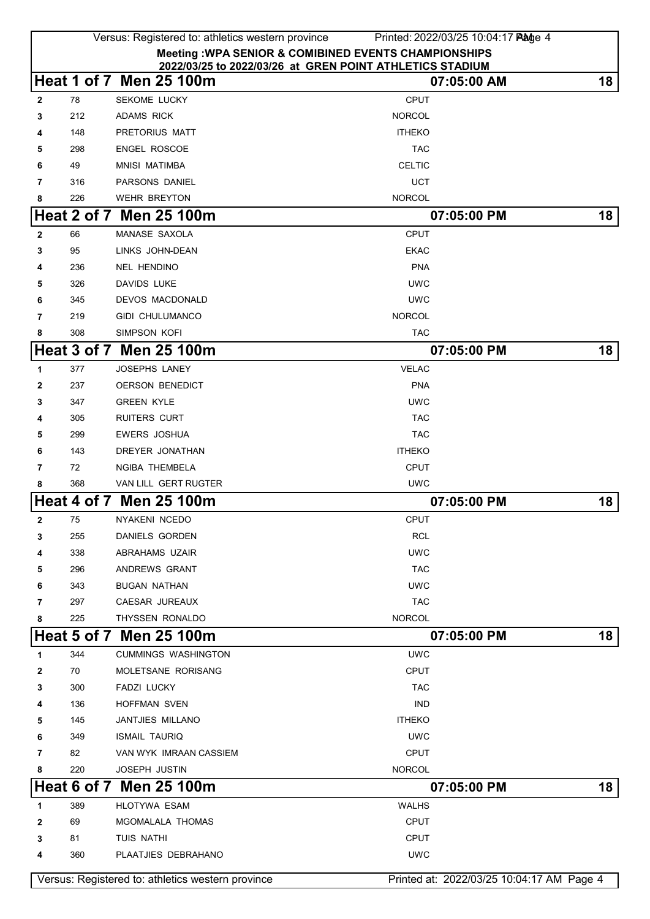**Meeting :WPA SENIOR & COMIBINED EVENTS CHAMPIONSHIPS**
**2022/03/25 to 2022/03/26 at GREN POINT ATHLETICS STADIUM**

## Heat 1 of 7 Men 25 100m — 07:05:00 AM — 18

| | | | |
|---|---|---|---|
| 2 | 78 | SEKOME LUCKY | CPUT |
| 3 | 212 | ADAMS RICK | NORCOL |
| 4 | 148 | PRETORIUS MATT | ITHEKO |
| 5 | 298 | ENGEL ROSCOE | TAC |
| 6 | 49 | MNISI MATIMBA | CELTIC |
| 7 | 316 | PARSONS DANIEL | UCT |
| 8 | 226 | WEHR BREYTON | NORCOL |

## Heat 2 of 7 Men 25 100m — 07:05:00 PM — 18

| | | | |
|---|---|---|---|
| 2 | 66 | MANASE SAXOLA | CPUT |
| 3 | 95 | LINKS JOHN-DEAN | EKAC |
| 4 | 236 | NEL HENDINO | PNA |
| 5 | 326 | DAVIDS LUKE | UWC |
| 6 | 345 | DEVOS MACDONALD | UWC |
| 7 | 219 | GIDI CHULUMANCO | NORCOL |
| 8 | 308 | SIMPSON KOFI | TAC |

## Heat 3 of 7 Men 25 100m — 07:05:00 PM — 18

| | | | |
|---|---|---|---|
| 1 | 377 | JOSEPHS LANEY | VELAC |
| 2 | 237 | OERSON BENEDICT | PNA |
| 3 | 347 | GREEN KYLE | UWC |
| 4 | 305 | RUITERS CURT | TAC |
| 5 | 299 | EWERS JOSHUA | TAC |
| 6 | 143 | DREYER JONATHAN | ITHEKO |
| 7 | 72 | NGIBA THEMBELA | CPUT |
| 8 | 368 | VAN LILL GERT RUGTER | UWC |

## Heat 4 of 7 Men 25 100m — 07:05:00 PM — 18

| | | | |
|---|---|---|---|
| 2 | 75 | NYAKENI NCEDO | CPUT |
| 3 | 255 | DANIELS GORDEN | RCL |
| 4 | 338 | ABRAHAMS UZAIR | UWC |
| 5 | 296 | ANDREWS GRANT | TAC |
| 6 | 343 | BUGAN NATHAN | UWC |
| 7 | 297 | CAESAR JUREAUX | TAC |
| 8 | 225 | THYSSEN RONALDO | NORCOL |

## Heat 5 of 7 Men 25 100m — 07:05:00 PM — 18

| | | | |
|---|---|---|---|
| 1 | 344 | CUMMINGS WASHINGTON | UWC |
| 2 | 70 | MOLETSANE RORISANG | CPUT |
| 3 | 300 | FADZI LUCKY | TAC |
| 4 | 136 | HOFFMAN SVEN | IND |
| 5 | 145 | JANTJIES MILLANO | ITHEKO |
| 6 | 349 | ISMAIL TAURIQ | UWC |
| 7 | 82 | VAN WYK IMRAAN CASSIEM | CPUT |
| 8 | 220 | JOSEPH JUSTIN | NORCOL |

## Heat 6 of 7 Men 25 100m — 07:05:00 PM — 18

| | | | |
|---|---|---|---|
| 1 | 389 | HLOTYWA ESAM | WALHS |
| 2 | 69 | MGOMALALA THOMAS | CPUT |
| 3 | 81 | TUIS NATHI | CPUT |
| 4 | 360 | PLAATJIES DEBRAHANO | UWC |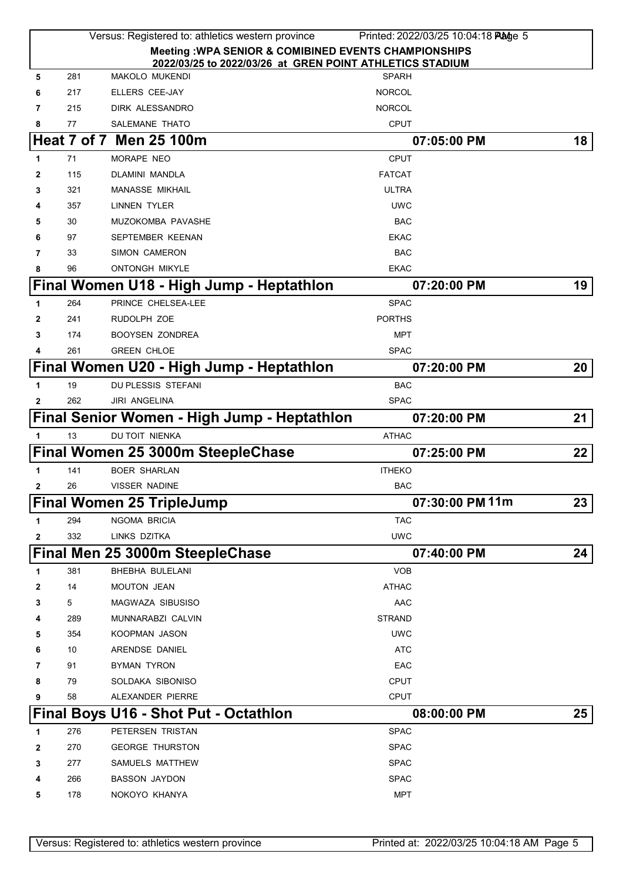Meeting :WPA SENIOR & COMIBINED EVENTS CHAMPIONSHIPS
2022/03/25 to 2022/03/26 at GREN POINT ATHLETICS STADIUM

| | | | |
|---|---|---|---|
| 5 | 281 | MAKOLO MUKENDI | SPARH |
| 6 | 217 | ELLERS CEE-JAY | NORCOL |
| 7 | 215 | DIRK ALESSANDRO | NORCOL |
| 8 | 77 | SALEMANE THATO | CPUT |

## Heat 7 of 7 Men 25 100m — 07:05:00 PM — 18

| | | | |
|---|---|---|---|
| 1 | 71 | MORAPE NEO | CPUT |
| 2 | 115 | DLAMINI MANDLA | FATCAT |
| 3 | 321 | MANASSE MIKHAIL | ULTRA |
| 4 | 357 | LINNEN TYLER | UWC |
| 5 | 30 | MUZOKOMBA PAVASHE | BAC |
| 6 | 97 | SEPTEMBER KEENAN | EKAC |
| 7 | 33 | SIMON CAMERON | BAC |
| 8 | 96 | ONTONGH MIKYLE | EKAC |

## Final Women U18 - High Jump - Heptathlon — 07:20:00 PM — 19

| | | | |
|---|---|---|---|
| 1 | 264 | PRINCE CHELSEA-LEE | SPAC |
| 2 | 241 | RUDOLPH ZOE | PORTHS |
| 3 | 174 | BOOYSEN ZONDREA | MPT |
| 4 | 261 | GREEN CHLOE | SPAC |

## Final Women U20 - High Jump - Heptathlon — 07:20:00 PM — 20

| | | | |
|---|---|---|---|
| 1 | 19 | DU PLESSIS STEFANI | BAC |
| 2 | 262 | JIRI ANGELINA | SPAC |

## Final Senior Women - High Jump - Heptathlon — 07:20:00 PM — 21

| | | | |
|---|---|---|---|
| 1 | 13 | DU TOIT NIENKA | ATHAC |

## Final Women 25 3000m SteepleChase — 07:25:00 PM — 22

| | | | |
|---|---|---|---|
| 1 | 141 | BOER SHARLAN | ITHEKO |
| 2 | 26 | VISSER NADINE | BAC |

## Final Women 25 TripleJump — 07:30:00 PM 11m — 23

| | | | |
|---|---|---|---|
| 1 | 294 | NGOMA BRICIA | TAC |
| 2 | 332 | LINKS DZITKA | UWC |

## Final Men 25 3000m SteepleChase — 07:40:00 PM — 24

| | | | |
|---|---|---|---|
| 1 | 381 | BHEBHA BULELANI | VOB |
| 2 | 14 | MOUTON JEAN | ATHAC |
| 3 | 5 | MAGWAZA SIBUSISO | AAC |
| 4 | 289 | MUNNARABZI CALVIN | STRAND |
| 5 | 354 | KOOPMAN JASON | UWC |
| 6 | 10 | ARENDSE DANIEL | ATC |
| 7 | 91 | BYMAN TYRON | EAC |
| 8 | 79 | SOLDAKA SIBONISO | CPUT |
| 9 | 58 | ALEXANDER PIERRE | CPUT |

## Final Boys U16 - Shot Put - Octathlon — 08:00:00 PM — 25

| | | | |
|---|---|---|---|
| 1 | 276 | PETERSEN TRISTAN | SPAC |
| 2 | 270 | GEORGE THURSTON | SPAC |
| 3 | 277 | SAMUELS MATTHEW | SPAC |
| 4 | 266 | BASSON JAYDON | SPAC |
| 5 | 178 | NOKOYO KHANYA | MPT |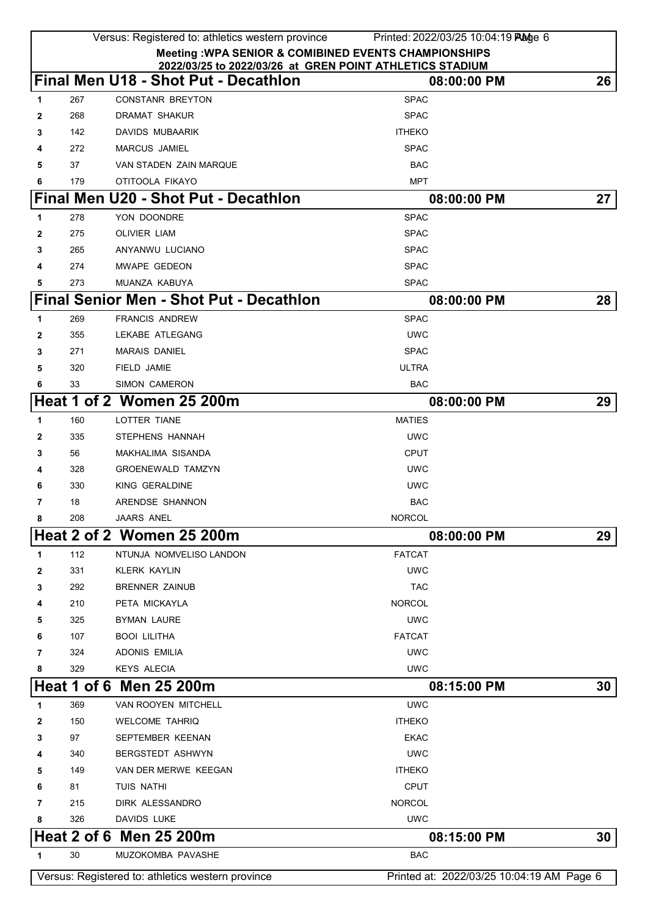Meeting :WPA SENIOR & COMIBINED EVENTS CHAMPIONSHIPS
2022/03/25 to 2022/03/26 at GREN POINT ATHLETICS STADIUM

## Final Men U18 - Shot Put - Decathlon — 08:00:00 PM — 26

| | | | |
|---|---|---|---|
| 1 | 267 | CONSTANR BREYTON | SPAC |
| 2 | 268 | DRAMAT SHAKUR | SPAC |
| 3 | 142 | DAVIDS MUBAARIK | ITHEKO |
| 4 | 272 | MARCUS JAMIEL | SPAC |
| 5 | 37 | VAN STADEN ZAIN MARQUE | BAC |
| 6 | 179 | OTITOOLA FIKAYO | MPT |

## Final Men U20 - Shot Put - Decathlon — 08:00:00 PM — 27

| | | | |
|---|---|---|---|
| 1 | 278 | YON DOONDRE | SPAC |
| 2 | 275 | OLIVIER LIAM | SPAC |
| 3 | 265 | ANYANWU LUCIANO | SPAC |
| 4 | 274 | MWAPE GEDEON | SPAC |
| 5 | 273 | MUANZA KABUYA | SPAC |

## Final Senior Men - Shot Put - Decathlon — 08:00:00 PM — 28

| | | | |
|---|---|---|---|
| 1 | 269 | FRANCIS ANDREW | SPAC |
| 2 | 355 | LEKABE ATLEGANG | UWC |
| 3 | 271 | MARAIS DANIEL | SPAC |
| 5 | 320 | FIELD JAMIE | ULTRA |
| 6 | 33 | SIMON CAMERON | BAC |

## Heat 1 of 2 Women 25 200m — 08:00:00 PM — 29

| | | | |
|---|---|---|---|
| 1 | 160 | LOTTER TIANE | MATIES |
| 2 | 335 | STEPHENS HANNAH | UWC |
| 3 | 56 | MAKHALIMA SISANDA | CPUT |
| 4 | 328 | GROENEWALD TAMZYN | UWC |
| 6 | 330 | KING GERALDINE | UWC |
| 7 | 18 | ARENDSE SHANNON | BAC |
| 8 | 208 | JAARS ANEL | NORCOL |

## Heat 2 of 2 Women 25 200m — 08:00:00 PM — 29

| | | | |
|---|---|---|---|
| 1 | 112 | NTUNJA NOMVELISO LANDON | FATCAT |
| 2 | 331 | KLERK KAYLIN | UWC |
| 3 | 292 | BRENNER ZAINUB | TAC |
| 4 | 210 | PETA MICKAYLA | NORCOL |
| 5 | 325 | BYMAN LAURE | UWC |
| 6 | 107 | BOOI LILITHA | FATCAT |
| 7 | 324 | ADONIS EMILIA | UWC |
| 8 | 329 | KEYS ALECIA | UWC |

## Heat 1 of 6 Men 25 200m — 08:15:00 PM — 30

| | | | |
|---|---|---|---|
| 1 | 369 | VAN ROOYEN MITCHELL | UWC |
| 2 | 150 | WELCOME TAHRIQ | ITHEKO |
| 3 | 97 | SEPTEMBER KEENAN | EKAC |
| 4 | 340 | BERGSTEDT ASHWYN | UWC |
| 5 | 149 | VAN DER MERWE KEEGAN | ITHEKO |
| 6 | 81 | TUIS NATHI | CPUT |
| 7 | 215 | DIRK ALESSANDRO | NORCOL |
| 8 | 326 | DAVIDS LUKE | UWC |

## Heat 2 of 6 Men 25 200m — 08:15:00 PM — 30

| | | | |
|---|---|---|---|
| 1 | 30 | MUZOKOMBA PAVASHE | BAC |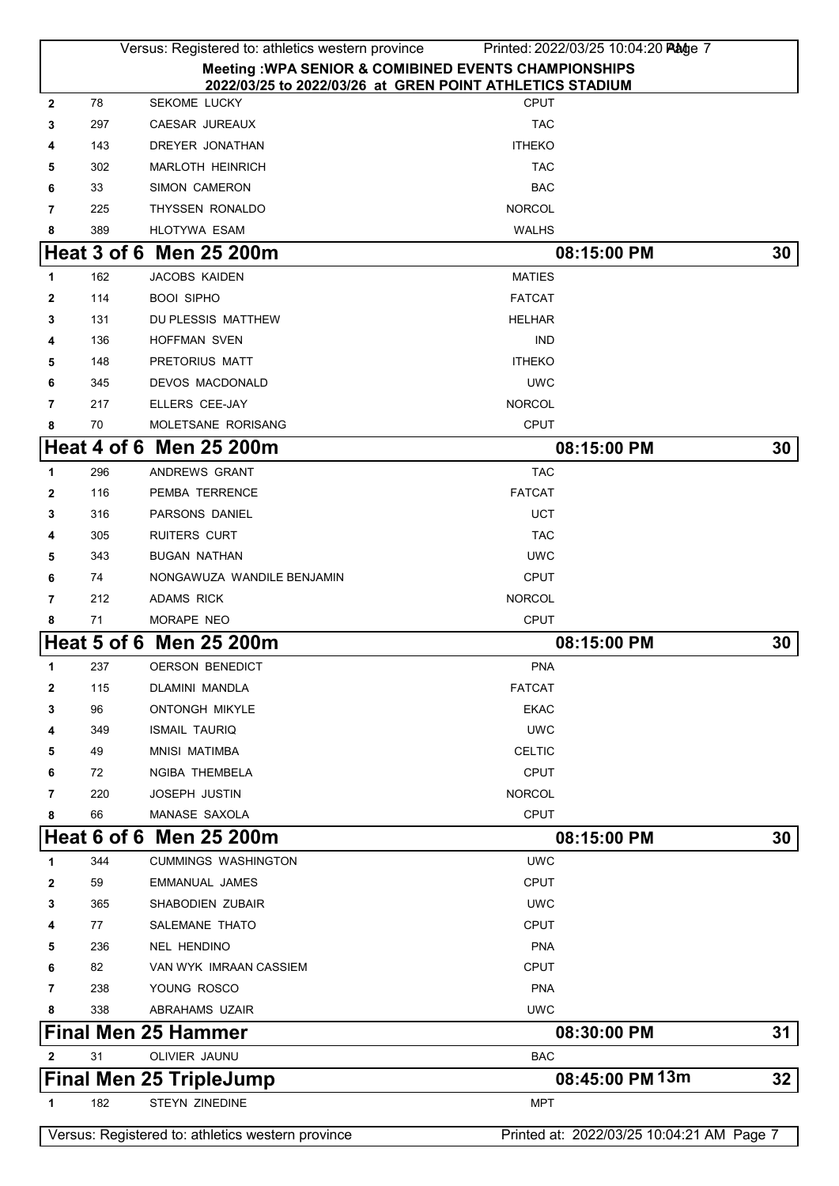Meeting :WPA SENIOR & COMIBINED EVENTS CHAMPIONSHIPS
2022/03/25 to 2022/03/26 at GREN POINT ATHLETICS STADIUM

| | | | |
|---|---|---|---|
| 2 | 78 | SEKOME LUCKY | CPUT |
| 3 | 297 | CAESAR JUREAUX | TAC |
| 4 | 143 | DREYER JONATHAN | ITHEKO |
| 5 | 302 | MARLOTH HEINRICH | TAC |
| 6 | 33 | SIMON CAMERON | BAC |
| 7 | 225 | THYSSEN RONALDO | NORCOL |
| 8 | 389 | HLOTYWA ESAM | WALHS |

## Heat 3 of 6 Men 25 200m — 08:15:00 PM — 30

| | | | |
|---|---|---|---|
| 1 | 162 | JACOBS KAIDEN | MATIES |
| 2 | 114 | BOOI SIPHO | FATCAT |
| 3 | 131 | DU PLESSIS MATTHEW | HELHAR |
| 4 | 136 | HOFFMAN SVEN | IND |
| 5 | 148 | PRETORIUS MATT | ITHEKO |
| 6 | 345 | DEVOS MACDONALD | UWC |
| 7 | 217 | ELLERS CEE-JAY | NORCOL |
| 8 | 70 | MOLETSANE RORISANG | CPUT |

## Heat 4 of 6 Men 25 200m — 08:15:00 PM — 30

| | | | |
|---|---|---|---|
| 1 | 296 | ANDREWS GRANT | TAC |
| 2 | 116 | PEMBA TERRENCE | FATCAT |
| 3 | 316 | PARSONS DANIEL | UCT |
| 4 | 305 | RUITERS CURT | TAC |
| 5 | 343 | BUGAN NATHAN | UWC |
| 6 | 74 | NONGAWUZA WANDILE BENJAMIN | CPUT |
| 7 | 212 | ADAMS RICK | NORCOL |
| 8 | 71 | MORAPE NEO | CPUT |

## Heat 5 of 6 Men 25 200m — 08:15:00 PM — 30

| | | | |
|---|---|---|---|
| 1 | 237 | OERSON BENEDICT | PNA |
| 2 | 115 | DLAMINI MANDLA | FATCAT |
| 3 | 96 | ONTONGH MIKYLE | EKAC |
| 4 | 349 | ISMAIL TAURIQ | UWC |
| 5 | 49 | MNISI MATIMBA | CELTIC |
| 6 | 72 | NGIBA THEMBELA | CPUT |
| 7 | 220 | JOSEPH JUSTIN | NORCOL |
| 8 | 66 | MANASE SAXOLA | CPUT |

## Heat 6 of 6 Men 25 200m — 08:15:00 PM — 30

| | | | |
|---|---|---|---|
| 1 | 344 | CUMMINGS WASHINGTON | UWC |
| 2 | 59 | EMMANUAL JAMES | CPUT |
| 3 | 365 | SHABODIEN ZUBAIR | UWC |
| 4 | 77 | SALEMANE THATO | CPUT |
| 5 | 236 | NEL HENDINO | PNA |
| 6 | 82 | VAN WYK IMRAAN CASSIEM | CPUT |
| 7 | 238 | YOUNG ROSCO | PNA |
| 8 | 338 | ABRAHAMS UZAIR | UWC |

## Final Men 25 Hammer — 08:30:00 PM — 31

| | | | |
|---|---|---|---|
| 2 | 31 | OLIVIER JAUNU | BAC |

## Final Men 25 TripleJump — 08:45:00 PM 13m — 32

| | | | |
|---|---|---|---|
| 1 | 182 | STEYN ZINEDINE | MPT |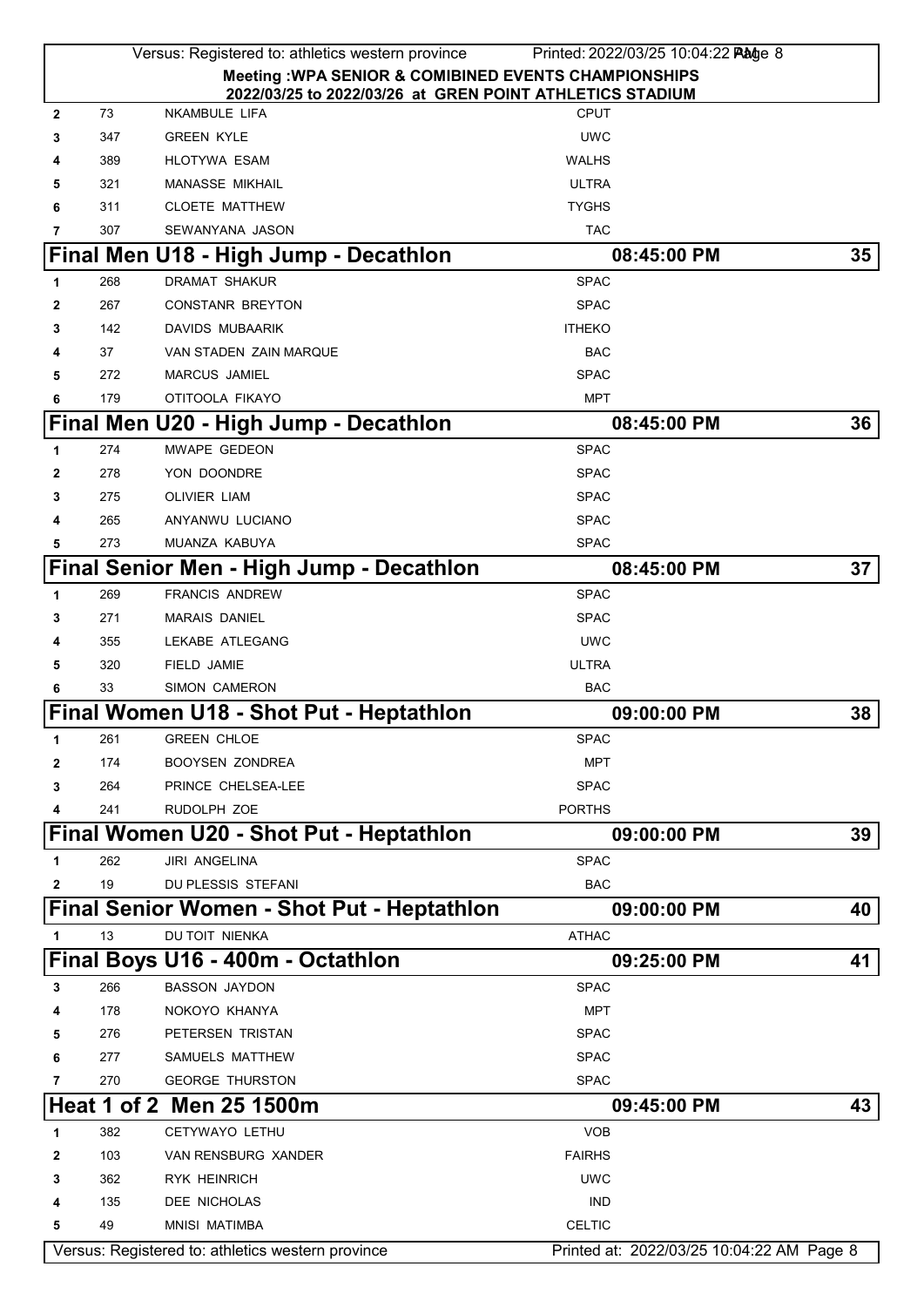| | | | |
|---|---|---|---|
| 2 | 73 | NKAMBULE LIFA | CPUT |
| 3 | 347 | GREEN KYLE | UWC |
| 4 | 389 | HLOTYWA ESAM | WALHS |
| 5 | 321 | MANASSE MIKHAIL | ULTRA |
| 6 | 311 | CLOETE MATTHEW | TYGHS |
| 7 | 307 | SEWANYANA JASON | TAC |

## Final Men U18 - High Jump - Decathlon — 08:45:00 PM — 35

| | | | |
|---|---|---|---|
| 1 | 268 | DRAMAT SHAKUR | SPAC |
| 2 | 267 | CONSTANR BREYTON | SPAC |
| 3 | 142 | DAVIDS MUBAARIK | ITHEKO |
| 4 | 37 | VAN STADEN ZAIN MARQUE | BAC |
| 5 | 272 | MARCUS JAMIEL | SPAC |
| 6 | 179 | OTITOOLA FIKAYO | MPT |

## Final Men U20 - High Jump - Decathlon — 08:45:00 PM — 36

| | | | |
|---|---|---|---|
| 1 | 274 | MWAPE GEDEON | SPAC |
| 2 | 278 | YON DOONDRE | SPAC |
| 3 | 275 | OLIVIER LIAM | SPAC |
| 4 | 265 | ANYANWU LUCIANO | SPAC |
| 5 | 273 | MUANZA KABUYA | SPAC |

## Final Senior Men - High Jump - Decathlon — 08:45:00 PM — 37

| | | | |
|---|---|---|---|
| 1 | 269 | FRANCIS ANDREW | SPAC |
| 3 | 271 | MARAIS DANIEL | SPAC |
| 4 | 355 | LEKABE ATLEGANG | UWC |
| 5 | 320 | FIELD JAMIE | ULTRA |
| 6 | 33 | SIMON CAMERON | BAC |

## Final Women U18 - Shot Put - Heptathlon — 09:00:00 PM — 38

| | | | |
|---|---|---|---|
| 1 | 261 | GREEN CHLOE | SPAC |
| 2 | 174 | BOOYSEN ZONDREA | MPT |
| 3 | 264 | PRINCE CHELSEA-LEE | SPAC |
| 4 | 241 | RUDOLPH ZOE | PORTHS |

## Final Women U20 - Shot Put - Heptathlon — 09:00:00 PM — 39

| | | | |
|---|---|---|---|
| 1 | 262 | JIRI ANGELINA | SPAC |
| 2 | 19 | DU PLESSIS STEFANI | BAC |

## Final Senior Women - Shot Put - Heptathlon — 09:00:00 PM — 40

| | | | |
|---|---|---|---|
| 1 | 13 | DU TOIT NIENKA | ATHAC |

## Final Boys U16 - 400m - Octathlon — 09:25:00 PM — 41

| | | | |
|---|---|---|---|
| 3 | 266 | BASSON JAYDON | SPAC |
| 4 | 178 | NOKOYO KHANYA | MPT |
| 5 | 276 | PETERSEN TRISTAN | SPAC |
| 6 | 277 | SAMUELS MATTHEW | SPAC |
| 7 | 270 | GEORGE THURSTON | SPAC |

## Heat 1 of 2 Men 25 1500m — 09:45:00 PM — 43

| | | | |
|---|---|---|---|
| 1 | 382 | CETYWAYO LETHU | VOB |
| 2 | 103 | VAN RENSBURG XANDER | FAIRHS |
| 3 | 362 | RYK HEINRICH | UWC |
| 4 | 135 | DEE NICHOLAS | IND |
| 5 | 49 | MNISI MATIMBA | CELTIC |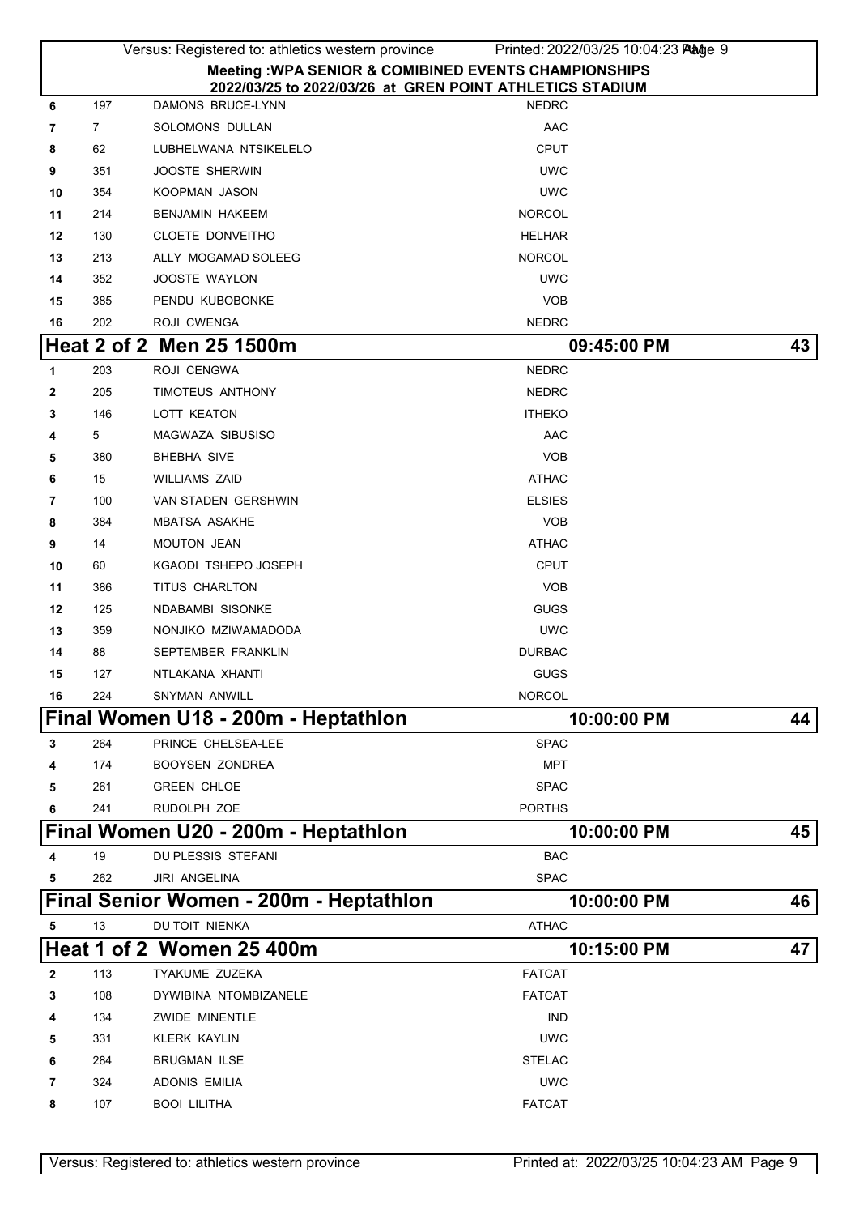| | | | |
|---|---|---|---|
| 6 | 197 | DAMONS BRUCE-LYNN | NEDRC |
| 7 | 7 | SOLOMONS DULLAN | AAC |
| 8 | 62 | LUBHELWANA NTSIKELELO | CPUT |
| 9 | 351 | JOOSTE SHERWIN | UWC |
| 10 | 354 | KOOPMAN JASON | UWC |
| 11 | 214 | BENJAMIN HAKEEM | NORCOL |
| 12 | 130 | CLOETE DONVEITHO | HELHAR |
| 13 | 213 | ALLY MOGAMAD SOLEEG | NORCOL |
| 14 | 352 | JOOSTE WAYLON | UWC |
| 15 | 385 | PENDU KUBOBONKE | VOB |
| 16 | 202 | ROJI CWENGA | NEDRC |

## Heat 2 of 2 Men 25 1500m — 09:45:00 PM — 43

| | | | |
|---|---|---|---|
| 1 | 203 | ROJI CENGWA | NEDRC |
| 2 | 205 | TIMOTEUS ANTHONY | NEDRC |
| 3 | 146 | LOTT KEATON | ITHEKO |
| 4 | 5 | MAGWAZA SIBUSISO | AAC |
| 5 | 380 | BHEBHA SIVE | VOB |
| 6 | 15 | WILLIAMS ZAID | ATHAC |
| 7 | 100 | VAN STADEN GERSHWIN | ELSIES |
| 8 | 384 | MBATSA ASAKHE | VOB |
| 9 | 14 | MOUTON JEAN | ATHAC |
| 10 | 60 | KGAODI TSHEPO JOSEPH | CPUT |
| 11 | 386 | TITUS CHARLTON | VOB |
| 12 | 125 | NDABAMBI SISONKE | GUGS |
| 13 | 359 | NONJIKO MZIWAMADODA | UWC |
| 14 | 88 | SEPTEMBER FRANKLIN | DURBAC |
| 15 | 127 | NTLAKANA XHANTI | GUGS |
| 16 | 224 | SNYMAN ANWILL | NORCOL |

## Final Women U18 - 200m - Heptathlon — 10:00:00 PM — 44

| | | | |
|---|---|---|---|
| 3 | 264 | PRINCE CHELSEA-LEE | SPAC |
| 4 | 174 | BOOYSEN ZONDREA | MPT |
| 5 | 261 | GREEN CHLOE | SPAC |
| 6 | 241 | RUDOLPH ZOE | PORTHS |

## Final Women U20 - 200m - Heptathlon — 10:00:00 PM — 45

| | | | |
|---|---|---|---|
| 4 | 19 | DU PLESSIS STEFANI | BAC |
| 5 | 262 | JIRI ANGELINA | SPAC |

## Final Senior Women - 200m - Heptathlon — 10:00:00 PM — 46

| | | | |
|---|---|---|---|
| 5 | 13 | DU TOIT NIENKA | ATHAC |

## Heat 1 of 2 Women 25 400m — 10:15:00 PM — 47

| | | | |
|---|---|---|---|
| 2 | 113 | TYAKUME ZUZEKA | FATCAT |
| 3 | 108 | DYWIBINA NTOMBIZANELE | FATCAT |
| 4 | 134 | ZWIDE MINENTLE | IND |
| 5 | 331 | KLERK KAYLIN | UWC |
| 6 | 284 | BRUGMAN ILSE | STELAC |
| 7 | 324 | ADONIS EMILIA | UWC |
| 8 | 107 | BOOI LILITHA | FATCAT |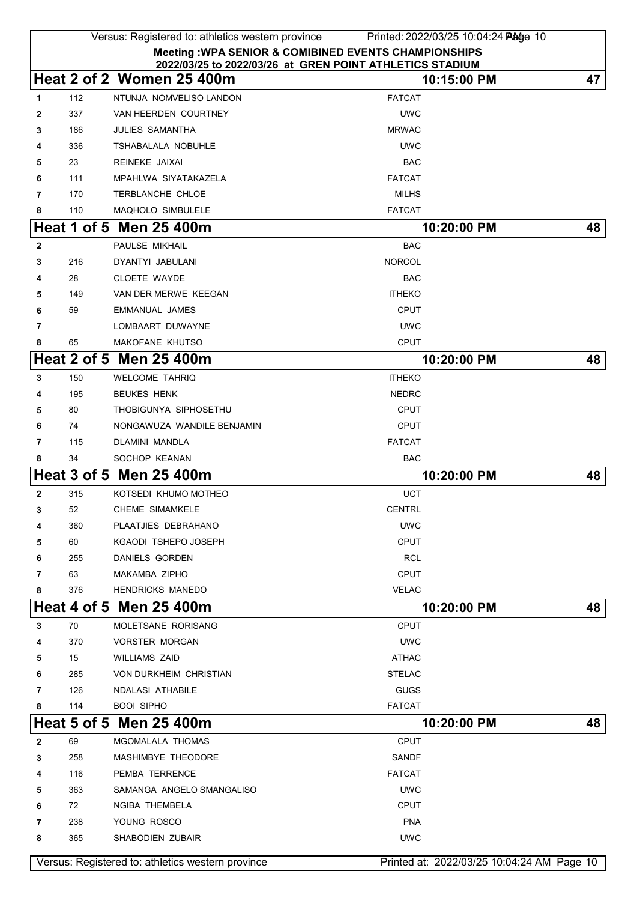**Meeting :WPA SENIOR & COMIBINED EVENTS CHAMPIONSHIPS**
**2022/03/25 to 2022/03/26 at GREN POINT ATHLETICS STADIUM**

## Heat 2 of 2 Women 25 400m — 10:15:00 PM — 47

| | | | |
|---|---|---|---|
| 1 | 112 | NTUNJA NOMVELISO LANDON | FATCAT |
| 2 | 337 | VAN HEERDEN COURTNEY | UWC |
| 3 | 186 | JULIES SAMANTHA | MRWAC |
| 4 | 336 | TSHABALALA NOBUHLE | UWC |
| 5 | 23 | REINEKE JAIXAI | BAC |
| 6 | 111 | MPAHLWA SIYATAKAZELA | FATCAT |
| 7 | 170 | TERBLANCHE CHLOE | MILHS |
| 8 | 110 | MAQHOLO SIMBULELE | FATCAT |

## Heat 1 of 5 Men 25 400m — 10:20:00 PM — 48

| | | | |
|---|---|---|---|
| 2 | | PAULSE MIKHAIL | BAC |
| 3 | 216 | DYANTYI JABULANI | NORCOL |
| 4 | 28 | CLOETE WAYDE | BAC |
| 5 | 149 | VAN DER MERWE KEEGAN | ITHEKO |
| 6 | 59 | EMMANUAL JAMES | CPUT |
| 7 | | LOMBAART DUWAYNE | UWC |
| 8 | 65 | MAKOFANE KHUTSO | CPUT |

## Heat 2 of 5 Men 25 400m — 10:20:00 PM — 48

| | | | |
|---|---|---|---|
| 3 | 150 | WELCOME TAHRIQ | ITHEKO |
| 4 | 195 | BEUKES HENK | NEDRC |
| 5 | 80 | THOBIGUNYA SIPHOSETHU | CPUT |
| 6 | 74 | NONGAWUZA WANDILE BENJAMIN | CPUT |
| 7 | 115 | DLAMINI MANDLA | FATCAT |
| 8 | 34 | SOCHOP KEANAN | BAC |

## Heat 3 of 5 Men 25 400m — 10:20:00 PM — 48

| | | | |
|---|---|---|---|
| 2 | 315 | KOTSEDI KHUMO MOTHEO | UCT |
| 3 | 52 | CHEME SIMAMKELE | CENTRL |
| 4 | 360 | PLAATJIES DEBRAHANO | UWC |
| 5 | 60 | KGAODI TSHEPO JOSEPH | CPUT |
| 6 | 255 | DANIELS GORDEN | RCL |
| 7 | 63 | MAKAMBA ZIPHO | CPUT |
| 8 | 376 | HENDRICKS MANEDO | VELAC |

## Heat 4 of 5 Men 25 400m — 10:20:00 PM — 48

| | | | |
|---|---|---|---|
| 3 | 70 | MOLETSANE RORISANG | CPUT |
| 4 | 370 | VORSTER MORGAN | UWC |
| 5 | 15 | WILLIAMS ZAID | ATHAC |
| 6 | 285 | VON DURKHEIM CHRISTIAN | STELAC |
| 7 | 126 | NDALASI ATHABILE | GUGS |
| 8 | 114 | BOOI SIPHO | FATCAT |

## Heat 5 of 5 Men 25 400m — 10:20:00 PM — 48

| | | | |
|---|---|---|---|
| 2 | 69 | MGOMALALA THOMAS | CPUT |
| 3 | 258 | MASHIMBYE THEODORE | SANDF |
| 4 | 116 | PEMBA TERRENCE | FATCAT |
| 5 | 363 | SAMANGA ANGELO SMANGALISO | UWC |
| 6 | 72 | NGIBA THEMBELA | CPUT |
| 7 | 238 | YOUNG ROSCO | PNA |
| 8 | 365 | SHABODIEN ZUBAIR | UWC |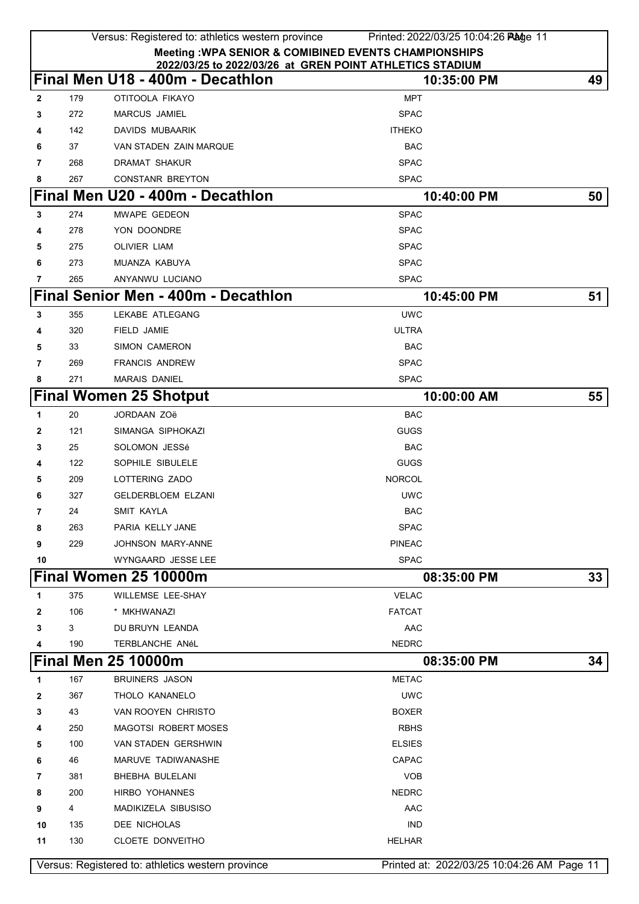Meeting :WPA SENIOR & COMIBINED EVENTS CHAMPIONSHIPS
2022/03/25 to 2022/03/26 at GREN POINT ATHLETICS STADIUM

## Final Men U18 - 400m - Decathlon — 10:35:00 PM — 49

| | | | |
|---|---|---|---|
| 2 | 179 | OTITOOLA FIKAYO | MPT |
| 3 | 272 | MARCUS JAMIEL | SPAC |
| 4 | 142 | DAVIDS MUBAARIK | ITHEKO |
| 6 | 37 | VAN STADEN ZAIN MARQUE | BAC |
| 7 | 268 | DRAMAT SHAKUR | SPAC |
| 8 | 267 | CONSTANR BREYTON | SPAC |

## Final Men U20 - 400m - Decathlon — 10:40:00 PM — 50

| | | | |
|---|---|---|---|
| 3 | 274 | MWAPE GEDEON | SPAC |
| 4 | 278 | YON DOONDRE | SPAC |
| 5 | 275 | OLIVIER LIAM | SPAC |
| 6 | 273 | MUANZA KABUYA | SPAC |
| 7 | 265 | ANYANWU LUCIANO | SPAC |

## Final Senior Men - 400m - Decathlon — 10:45:00 PM — 51

| | | | |
|---|---|---|---|
| 3 | 355 | LEKABE ATLEGANG | UWC |
| 4 | 320 | FIELD JAMIE | ULTRA |
| 5 | 33 | SIMON CAMERON | BAC |
| 7 | 269 | FRANCIS ANDREW | SPAC |
| 8 | 271 | MARAIS DANIEL | SPAC |

## Final Women 25 Shotput — 10:00:00 AM — 55

| | | | |
|---|---|---|---|
| 1 | 20 | JORDAAN ZOë | BAC |
| 2 | 121 | SIMANGA SIPHOKAZI | GUGS |
| 3 | 25 | SOLOMON JESSé | BAC |
| 4 | 122 | SOPHILE SIBULELE | GUGS |
| 5 | 209 | LOTTERING ZADO | NORCOL |
| 6 | 327 | GELDERBLOEM ELZANI | UWC |
| 7 | 24 | SMIT KAYLA | BAC |
| 8 | 263 | PARIA KELLY JANE | SPAC |
| 9 | 229 | JOHNSON MARY-ANNE | PINEAC |
| 10 | | WYNGAARD JESSE LEE | SPAC |

## Final Women 25 10000m — 08:35:00 PM — 33

| | | | |
|---|---|---|---|
| 1 | 375 | WILLEMSE LEE-SHAY | VELAC |
| 2 | 106 | * MKHWANAZI | FATCAT |
| 3 | 3 | DU BRUYN LEANDA | AAC |
| 4 | 190 | TERBLANCHE ANéL | NEDRC |

## Final Men 25 10000m — 08:35:00 PM — 34

| | | | |
|---|---|---|---|
| 1 | 167 | BRUINERS JASON | METAC |
| 2 | 367 | THOLO KANANELO | UWC |
| 3 | 43 | VAN ROOYEN CHRISTO | BOXER |
| 4 | 250 | MAGOTSI ROBERT MOSES | RBHS |
| 5 | 100 | VAN STADEN GERSHWIN | ELSIES |
| 6 | 46 | MARUVE TADIWANASHE | CAPAC |
| 7 | 381 | BHEBHA BULELANI | VOB |
| 8 | 200 | HIRBO YOHANNES | NEDRC |
| 9 | 4 | MADIKIZELA SIBUSISO | AAC |
| 10 | 135 | DEE NICHOLAS | IND |
| 11 | 130 | CLOETE DONVEITHO | HELHAR |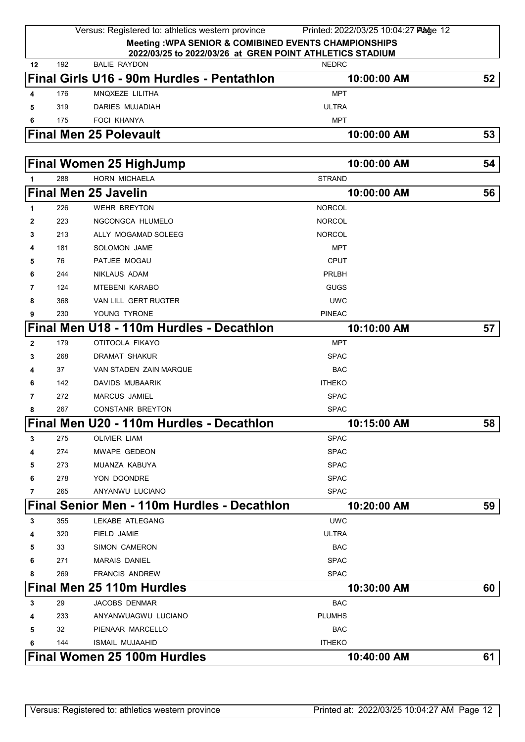| | | | |
|---|---|---|---|
| 12 | 192 | BALIE RAYDON | NEDRC |

## Final Girls U16 - 90m Hurdles - Pentathlon — 10:00:00 AM — 52

| | | | |
|---|---|---|---|
| 4 | 176 | MNQXEZE LILITHA | MPT |
| 5 | 319 | DARIES MUJADIAH | ULTRA |
| 6 | 175 | FOCI KHANYA | MPT |

## Final Men 25 Polevault — 10:00:00 AM — 53

## Final Women 25 HighJump — 10:00:00 AM — 54

| | | | |
|---|---|---|---|
| 1 | 288 | HORN MICHAELA | STRAND |

## Final Men 25 Javelin — 10:00:00 AM — 56

| | | | |
|---|---|---|---|
| 1 | 226 | WEHR BREYTON | NORCOL |
| 2 | 223 | NGCONGCA HLUMELO | NORCOL |
| 3 | 213 | ALLY MOGAMAD SOLEEG | NORCOL |
| 4 | 181 | SOLOMON JAME | MPT |
| 5 | 76 | PATJEE MOGAU | CPUT |
| 6 | 244 | NIKLAUS ADAM | PRLBH |
| 7 | 124 | MTEBENI KARABO | GUGS |
| 8 | 368 | VAN LILL GERT RUGTER | UWC |
| 9 | 230 | YOUNG TYRONE | PINEAC |

## Final Men U18 - 110m Hurdles - Decathlon — 10:10:00 AM — 57

| | | | |
|---|---|---|---|
| 2 | 179 | OTITOOLA FIKAYO | MPT |
| 3 | 268 | DRAMAT SHAKUR | SPAC |
| 4 | 37 | VAN STADEN ZAIN MARQUE | BAC |
| 6 | 142 | DAVIDS MUBAARIK | ITHEKO |
| 7 | 272 | MARCUS JAMIEL | SPAC |
| 8 | 267 | CONSTANR BREYTON | SPAC |

## Final Men U20 - 110m Hurdles - Decathlon — 10:15:00 AM — 58

| | | | |
|---|---|---|---|
| 3 | 275 | OLIVIER LIAM | SPAC |
| 4 | 274 | MWAPE GEDEON | SPAC |
| 5 | 273 | MUANZA KABUYA | SPAC |
| 6 | 278 | YON DOONDRE | SPAC |
| 7 | 265 | ANYANWU LUCIANO | SPAC |

## Final Senior Men - 110m Hurdles - Decathlon — 10:20:00 AM — 59

| | | | |
|---|---|---|---|
| 3 | 355 | LEKABE ATLEGANG | UWC |
| 4 | 320 | FIELD JAMIE | ULTRA |
| 5 | 33 | SIMON CAMERON | BAC |
| 6 | 271 | MARAIS DANIEL | SPAC |
| 8 | 269 | FRANCIS ANDREW | SPAC |

## Final Men 25 110m Hurdles — 10:30:00 AM — 60

| | | | |
|---|---|---|---|
| 3 | 29 | JACOBS DENMAR | BAC |
| 4 | 233 | ANYANWUAGWU LUCIANO | PLUMHS |
| 5 | 32 | PIENAAR MARCELLO | BAC |
| 6 | 144 | ISMAIL MUJAAHID | ITHEKO |

## Final Women 25 100m Hurdles — 10:40:00 AM — 61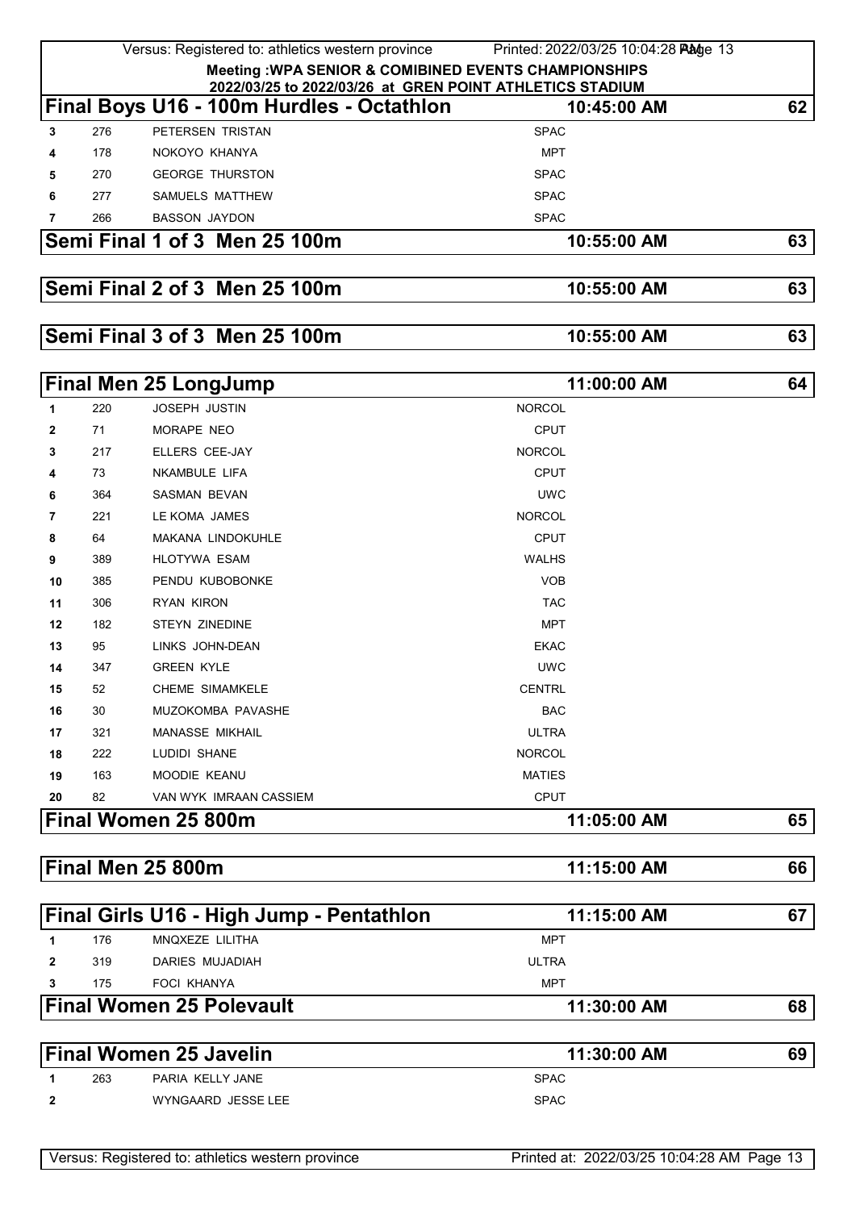Meeting :WPA SENIOR & COMIBINED EVENTS CHAMPIONSHIPS
2022/03/25 to 2022/03/26 at GREN POINT ATHLETICS STADIUM

## Final Boys U16 - 100m Hurdles - Octathlon — 10:45:00 AM — 62

| | | | |
|---|---|---|---|
| 3 | 276 | PETERSEN TRISTAN | SPAC |
| 4 | 178 | NOKOYO KHANYA | MPT |
| 5 | 270 | GEORGE THURSTON | SPAC |
| 6 | 277 | SAMUELS MATTHEW | SPAC |
| 7 | 266 | BASSON JAYDON | SPAC |

## Semi Final 1 of 3 Men 25 100m — 10:55:00 AM — 63

## Semi Final 2 of 3 Men 25 100m — 10:55:00 AM — 63

## Semi Final 3 of 3 Men 25 100m — 10:55:00 AM — 63

## Final Men 25 LongJump — 11:00:00 AM — 64

| | | | |
|---|---|---|---|
| 1 | 220 | JOSEPH JUSTIN | NORCOL |
| 2 | 71 | MORAPE NEO | CPUT |
| 3 | 217 | ELLERS CEE-JAY | NORCOL |
| 4 | 73 | NKAMBULE LIFA | CPUT |
| 6 | 364 | SASMAN BEVAN | UWC |
| 7 | 221 | LE KOMA JAMES | NORCOL |
| 8 | 64 | MAKANA LINDOKUHLE | CPUT |
| 9 | 389 | HLOTYWA ESAM | WALHS |
| 10 | 385 | PENDU KUBOBONKE | VOB |
| 11 | 306 | RYAN KIRON | TAC |
| 12 | 182 | STEYN ZINEDINE | MPT |
| 13 | 95 | LINKS JOHN-DEAN | EKAC |
| 14 | 347 | GREEN KYLE | UWC |
| 15 | 52 | CHEME SIMAMKELE | CENTRL |
| 16 | 30 | MUZOKOMBA PAVASHE | BAC |
| 17 | 321 | MANASSE MIKHAIL | ULTRA |
| 18 | 222 | LUDIDI SHANE | NORCOL |
| 19 | 163 | MOODIE KEANU | MATIES |
| 20 | 82 | VAN WYK IMRAAN CASSIEM | CPUT |

## Final Women 25 800m — 11:05:00 AM — 65

## Final Men 25 800m — 11:15:00 AM — 66

## Final Girls U16 - High Jump - Pentathlon — 11:15:00 AM — 67

| | | | |
|---|---|---|---|
| 1 | 176 | MNQXEZE LILITHA | MPT |
| 2 | 319 | DARIES MUJADIAH | ULTRA |
| 3 | 175 | FOCI KHANYA | MPT |

## Final Women 25 Polevault — 11:30:00 AM — 68

## Final Women 25 Javelin — 11:30:00 AM — 69

| | | | |
|---|---|---|---|
| 1 | 263 | PARIA KELLY JANE | SPAC |
| 2 | | WYNGAARD JESSE LEE | SPAC |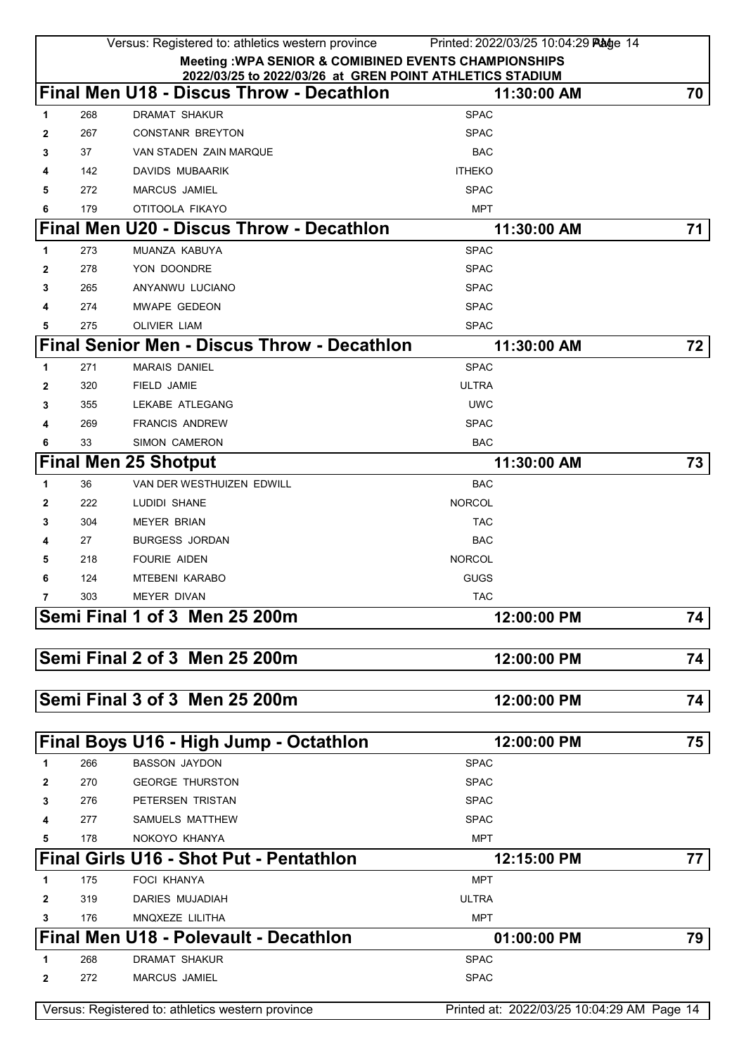**Meeting :WPA SENIOR & COMIBINED EVENTS CHAMPIONSHIPS**
**2022/03/25 to 2022/03/26 at GREN POINT ATHLETICS STADIUM**

## Final Men U18 - Discus Throw - Decathlon — 11:30:00 AM — 70

| | | | |
|---|---|---|---|
| 1 | 268 | DRAMAT SHAKUR | SPAC |
| 2 | 267 | CONSTANR BREYTON | SPAC |
| 3 | 37 | VAN STADEN ZAIN MARQUE | BAC |
| 4 | 142 | DAVIDS MUBAARIK | ITHEKO |
| 5 | 272 | MARCUS JAMIEL | SPAC |
| 6 | 179 | OTITOOLA FIKAYO | MPT |

## Final Men U20 - Discus Throw - Decathlon — 11:30:00 AM — 71

| | | | |
|---|---|---|---|
| 1 | 273 | MUANZA KABUYA | SPAC |
| 2 | 278 | YON DOONDRE | SPAC |
| 3 | 265 | ANYANWU LUCIANO | SPAC |
| 4 | 274 | MWAPE GEDEON | SPAC |
| 5 | 275 | OLIVIER LIAM | SPAC |

## Final Senior Men - Discus Throw - Decathlon — 11:30:00 AM — 72

| | | | |
|---|---|---|---|
| 1 | 271 | MARAIS DANIEL | SPAC |
| 2 | 320 | FIELD JAMIE | ULTRA |
| 3 | 355 | LEKABE ATLEGANG | UWC |
| 4 | 269 | FRANCIS ANDREW | SPAC |
| 6 | 33 | SIMON CAMERON | BAC |

## Final Men 25 Shotput — 11:30:00 AM — 73

| | | | |
|---|---|---|---|
| 1 | 36 | VAN DER WESTHUIZEN EDWILL | BAC |
| 2 | 222 | LUDIDI SHANE | NORCOL |
| 3 | 304 | MEYER BRIAN | TAC |
| 4 | 27 | BURGESS JORDAN | BAC |
| 5 | 218 | FOURIE AIDEN | NORCOL |
| 6 | 124 | MTEBENI KARABO | GUGS |
| 7 | 303 | MEYER DIVAN | TAC |

## Semi Final 1 of 3 Men 25 200m — 12:00:00 PM — 74

## Semi Final 2 of 3 Men 25 200m — 12:00:00 PM — 74

## Semi Final 3 of 3 Men 25 200m — 12:00:00 PM — 74

## Final Boys U16 - High Jump - Octathlon — 12:00:00 PM — 75

| | | | |
|---|---|---|---|
| 1 | 266 | BASSON JAYDON | SPAC |
| 2 | 270 | GEORGE THURSTON | SPAC |
| 3 | 276 | PETERSEN TRISTAN | SPAC |
| 4 | 277 | SAMUELS MATTHEW | SPAC |
| 5 | 178 | NOKOYO KHANYA | MPT |

## Final Girls U16 - Shot Put - Pentathlon — 12:15:00 PM — 77

| | | | |
|---|---|---|---|
| 1 | 175 | FOCI KHANYA | MPT |
| 2 | 319 | DARIES MUJADIAH | ULTRA |
| 3 | 176 | MNQXEZE LILITHA | MPT |

## Final Men U18 - Polevault - Decathlon — 01:00:00 PM — 79

| | | | |
|---|---|---|---|
| 1 | 268 | DRAMAT SHAKUR | SPAC |
| 2 | 272 | MARCUS JAMIEL | SPAC |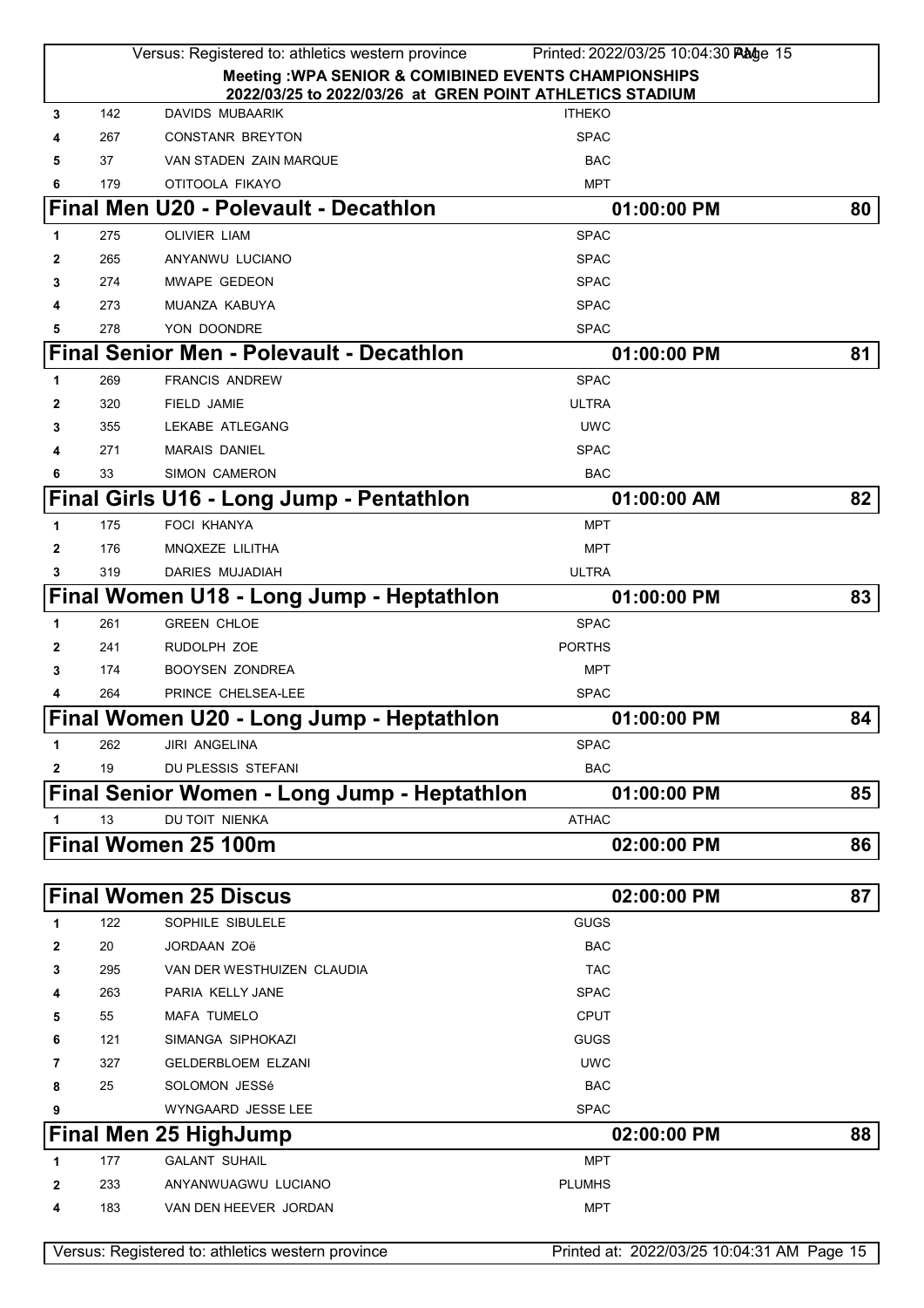| | | | |
|---|---|---|---|
| 3 | 142 | DAVIDS MUBAARIK | ITHEKO |
| 4 | 267 | CONSTANR BREYTON | SPAC |
| 5 | 37 | VAN STADEN ZAIN MARQUE | BAC |
| 6 | 179 | OTITOOLA FIKAYO | MPT |

## Final Men U20 - Polevault - Decathlon — 01:00:00 PM — 80

| | | | |
|---|---|---|---|
| 1 | 275 | OLIVIER LIAM | SPAC |
| 2 | 265 | ANYANWU LUCIANO | SPAC |
| 3 | 274 | MWAPE GEDEON | SPAC |
| 4 | 273 | MUANZA KABUYA | SPAC |
| 5 | 278 | YON DOONDRE | SPAC |

## Final Senior Men - Polevault - Decathlon — 01:00:00 PM — 81

| | | | |
|---|---|---|---|
| 1 | 269 | FRANCIS ANDREW | SPAC |
| 2 | 320 | FIELD JAMIE | ULTRA |
| 3 | 355 | LEKABE ATLEGANG | UWC |
| 4 | 271 | MARAIS DANIEL | SPAC |
| 6 | 33 | SIMON CAMERON | BAC |

## Final Girls U16 - Long Jump - Pentathlon — 01:00:00 AM — 82

| | | | |
|---|---|---|---|
| 1 | 175 | FOCI KHANYA | MPT |
| 2 | 176 | MNQXEZE LILITHA | MPT |
| 3 | 319 | DARIES MUJADIAH | ULTRA |

## Final Women U18 - Long Jump - Heptathlon — 01:00:00 PM — 83

| | | | |
|---|---|---|---|
| 1 | 261 | GREEN CHLOE | SPAC |
| 2 | 241 | RUDOLPH ZOE | PORTHS |
| 3 | 174 | BOOYSEN ZONDREA | MPT |
| 4 | 264 | PRINCE CHELSEA-LEE | SPAC |

## Final Women U20 - Long Jump - Heptathlon — 01:00:00 PM — 84

| | | | |
|---|---|---|---|
| 1 | 262 | JIRI ANGELINA | SPAC |
| 2 | 19 | DU PLESSIS STEFANI | BAC |

## Final Senior Women - Long Jump - Heptathlon — 01:00:00 PM — 85

| | | | |
|---|---|---|---|
| 1 | 13 | DU TOIT NIENKA | ATHAC |

## Final Women 25 100m — 02:00:00 PM — 86

## Final Women 25 Discus — 02:00:00 PM — 87

| | | | |
|---|---|---|---|
| 1 | 122 | SOPHILE SIBULELE | GUGS |
| 2 | 20 | JORDAAN ZOë | BAC |
| 3 | 295 | VAN DER WESTHUIZEN CLAUDIA | TAC |
| 4 | 263 | PARIA KELLY JANE | SPAC |
| 5 | 55 | MAFA TUMELO | CPUT |
| 6 | 121 | SIMANGA SIPHOKAZI | GUGS |
| 7 | 327 | GELDERBLOEM ELZANI | UWC |
| 8 | 25 | SOLOMON JESSé | BAC |
| 9 | | WYNGAARD JESSE LEE | SPAC |

## Final Men 25 HighJump — 02:00:00 PM — 88

| | | | |
|---|---|---|---|
| 1 | 177 | GALANT SUHAIL | MPT |
| 2 | 233 | ANYANWUAGWU LUCIANO | PLUMHS |
| 4 | 183 | VAN DEN HEEVER JORDAN | MPT |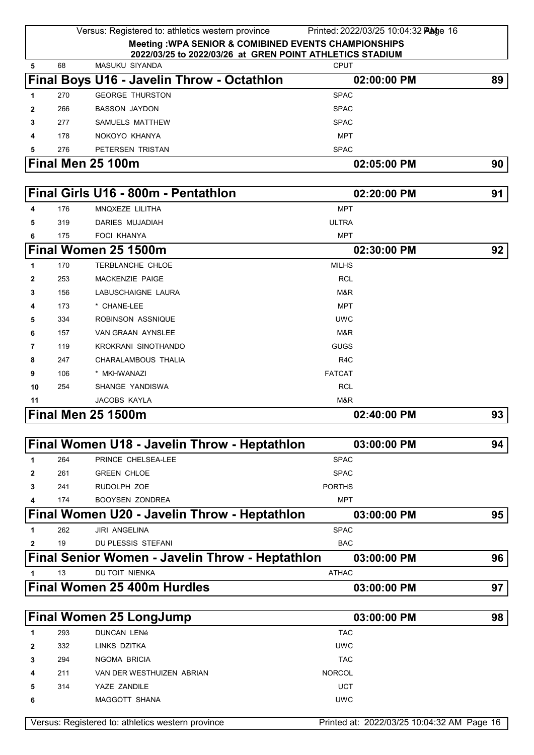**Meeting :WPA SENIOR & COMIBINED EVENTS CHAMPIONSHIPS**
**2022/03/25 to 2022/03/26 at GREN POINT ATHLETICS STADIUM**

| | | | |
|---|---|---|---|
| 5 | 68 | MASUKU SIYANDA | CPUT |

## Final Boys U16 - Javelin Throw - Octathlon — 02:00:00 PM — 89

| | | | |
|---|---|---|---|
| 1 | 270 | GEORGE THURSTON | SPAC |
| 2 | 266 | BASSON JAYDON | SPAC |
| 3 | 277 | SAMUELS MATTHEW | SPAC |
| 4 | 178 | NOKOYO KHANYA | MPT |
| 5 | 276 | PETERSEN TRISTAN | SPAC |

## Final Men 25 100m — 02:05:00 PM — 90

## Final Girls U16 - 800m - Pentathlon — 02:20:00 PM — 91

| | | | |
|---|---|---|---|
| 4 | 176 | MNQXEZE LILITHA | MPT |
| 5 | 319 | DARIES MUJADIAH | ULTRA |
| 6 | 175 | FOCI KHANYA | MPT |

## Final Women 25 1500m — 02:30:00 PM — 92

| | | | |
|---|---|---|---|
| 1 | 170 | TERBLANCHE CHLOE | MILHS |
| 2 | 253 | MACKENZIE PAIGE | RCL |
| 3 | 156 | LABUSCHAIGNE LAURA | M&R |
| 4 | 173 | * CHANE-LEE | MPT |
| 5 | 334 | ROBINSON ASSNIQUE | UWC |
| 6 | 157 | VAN GRAAN AYNSLEE | M&R |
| 7 | 119 | KROKRANI SINOTHANDO | GUGS |
| 8 | 247 | CHARALAMBOUS THALIA | R4C |
| 9 | 106 | * MKHWANAZI | FATCAT |
| 10 | 254 | SHANGE YANDISWA | RCL |
| 11 | | JACOBS KAYLA | M&R |

## Final Men 25 1500m — 02:40:00 PM — 93

## Final Women U18 - Javelin Throw - Heptathlon — 03:00:00 PM — 94

| | | | |
|---|---|---|---|
| 1 | 264 | PRINCE CHELSEA-LEE | SPAC |
| 2 | 261 | GREEN CHLOE | SPAC |
| 3 | 241 | RUDOLPH ZOE | PORTHS |
| 4 | 174 | BOOYSEN ZONDREA | MPT |

## Final Women U20 - Javelin Throw - Heptathlon — 03:00:00 PM — 95

| | | | |
|---|---|---|---|
| 1 | 262 | JIRI ANGELINA | SPAC |
| 2 | 19 | DU PLESSIS STEFANI | BAC |

## Final Senior Women - Javelin Throw - Heptathlon — 03:00:00 PM — 96

| | | | |
|---|---|---|---|
| 1 | 13 | DU TOIT NIENKA | ATHAC |

## Final Women 25 400m Hurdles — 03:00:00 PM — 97

## Final Women 25 LongJump — 03:00:00 PM — 98

| | | | |
|---|---|---|---|
| 1 | 293 | DUNCAN LENé | TAC |
| 2 | 332 | LINKS DZITKA | UWC |
| 3 | 294 | NGOMA BRICIA | TAC |
| 4 | 211 | VAN DER WESTHUIZEN ABRIAN | NORCOL |
| 5 | 314 | YAZE ZANDILE | UCT |
| 6 | | MAGGOTT SHANA | UWC |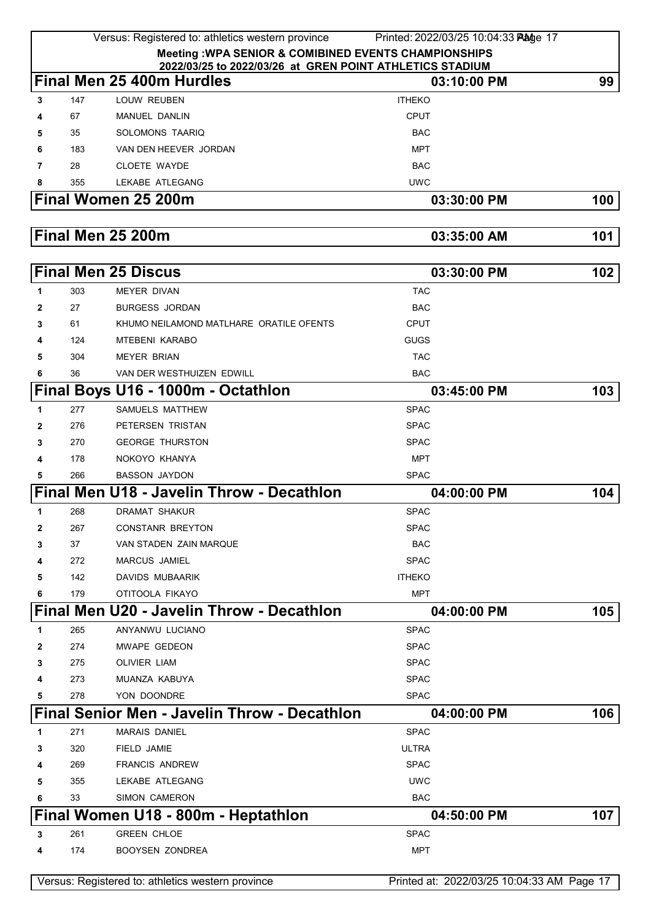Meeting :WPA SENIOR & COMIBINED EVENTS CHAMPIONSHIPS
2022/03/25 to 2022/03/26 at GREN POINT ATHLETICS STADIUM

## Final Men 25 400m Hurdles — 03:10:00 PM — 99

| | | | |
|---|---|---|---|
| 3 | 147 | LOUW REUBEN | ITHEKO |
| 4 | 67 | MANUEL DANLIN | CPUT |
| 5 | 35 | SOLOMONS TAARIQ | BAC |
| 6 | 183 | VAN DEN HEEVER JORDAN | MPT |
| 7 | 28 | CLOETE WAYDE | BAC |
| 8 | 355 | LEKABE ATLEGANG | UWC |

## Final Women 25 200m — 03:30:00 PM — 100

## Final Men 25 200m — 03:35:00 AM — 101

## Final Men 25 Discus — 03:30:00 PM — 102

| | | | |
|---|---|---|---|
| 1 | 303 | MEYER DIVAN | TAC |
| 2 | 27 | BURGESS JORDAN | BAC |
| 3 | 61 | KHUMO NEILAMOND MATLHARE ORATILE OFENTS | CPUT |
| 4 | 124 | MTEBENI KARABO | GUGS |
| 5 | 304 | MEYER BRIAN | TAC |
| 6 | 36 | VAN DER WESTHUIZEN EDWILL | BAC |

## Final Boys U16 - 1000m - Octathlon — 03:45:00 PM — 103

| | | | |
|---|---|---|---|
| 1 | 277 | SAMUELS MATTHEW | SPAC |
| 2 | 276 | PETERSEN TRISTAN | SPAC |
| 3 | 270 | GEORGE THURSTON | SPAC |
| 4 | 178 | NOKOYO KHANYA | MPT |
| 5 | 266 | BASSON JAYDON | SPAC |

## Final Men U18 - Javelin Throw - Decathlon — 04:00:00 PM — 104

| | | | |
|---|---|---|---|
| 1 | 268 | DRAMAT SHAKUR | SPAC |
| 2 | 267 | CONSTANR BREYTON | SPAC |
| 3 | 37 | VAN STADEN ZAIN MARQUE | BAC |
| 4 | 272 | MARCUS JAMIEL | SPAC |
| 5 | 142 | DAVIDS MUBAARIK | ITHEKO |
| 6 | 179 | OTITOOLA FIKAYO | MPT |

## Final Men U20 - Javelin Throw - Decathlon — 04:00:00 PM — 105

| | | | |
|---|---|---|---|
| 1 | 265 | ANYANWU LUCIANO | SPAC |
| 2 | 274 | MWAPE GEDEON | SPAC |
| 3 | 275 | OLIVIER LIAM | SPAC |
| 4 | 273 | MUANZA KABUYA | SPAC |
| 5 | 278 | YON DOONDRE | SPAC |

## Final Senior Men - Javelin Throw - Decathlon — 04:00:00 PM — 106

| | | | |
|---|---|---|---|
| 1 | 271 | MARAIS DANIEL | SPAC |
| 3 | 320 | FIELD JAMIE | ULTRA |
| 4 | 269 | FRANCIS ANDREW | SPAC |
| 5 | 355 | LEKABE ATLEGANG | UWC |
| 6 | 33 | SIMON CAMERON | BAC |

## Final Women U18 - 800m - Heptathlon — 04:50:00 PM — 107

| | | | |
|---|---|---|---|
| 3 | 261 | GREEN CHLOE | SPAC |
| 4 | 174 | BOOYSEN ZONDREA | MPT |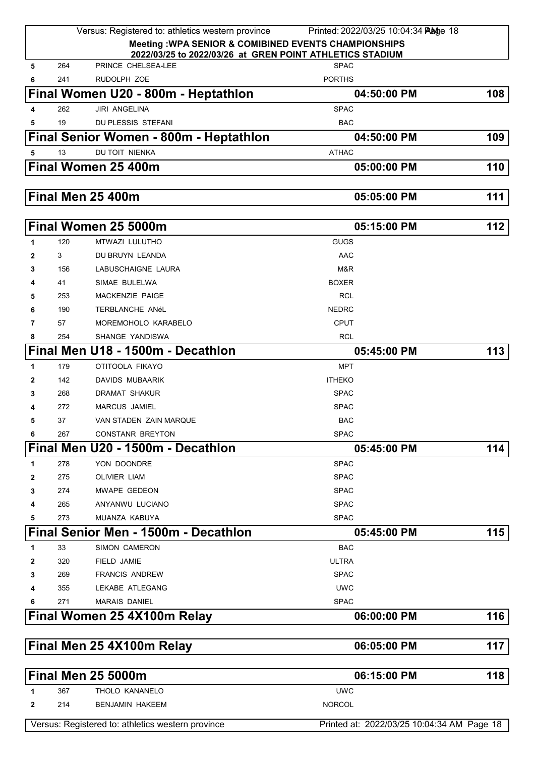Meeting :WPA SENIOR & COMIBINED EVENTS CHAMPIONSHIPS
2022/03/25 to 2022/03/26 at GREN POINT ATHLETICS STADIUM

| | | | |
|---|---|---|---|
| 5 | 264 | PRINCE CHELSEA-LEE | SPAC |
| 6 | 241 | RUDOLPH ZOE | PORTHS |

## Final Women U20 - 800m - Heptathlon — 04:50:00 PM — 108

| | | | |
|---|---|---|---|
| 4 | 262 | JIRI ANGELINA | SPAC |
| 5 | 19 | DU PLESSIS STEFANI | BAC |

## Final Senior Women - 800m - Heptathlon — 04:50:00 PM — 109

| | | | |
|---|---|---|---|
| 5 | 13 | DU TOIT NIENKA | ATHAC |

## Final Women 25 400m — 05:00:00 PM — 110

## Final Men 25 400m — 05:05:00 PM — 111

## Final Women 25 5000m — 05:15:00 PM — 112

| | | | |
|---|---|---|---|
| 1 | 120 | MTWAZI LULUTHO | GUGS |
| 2 | 3 | DU BRUYN LEANDA | AAC |
| 3 | 156 | LABUSCHAIGNE LAURA | M&R |
| 4 | 41 | SIMAE BULELWA | BOXER |
| 5 | 253 | MACKENZIE PAIGE | RCL |
| 6 | 190 | TERBLANCHE ANéL | NEDRC |
| 7 | 57 | MOREMOHOLO KARABELO | CPUT |
| 8 | 254 | SHANGE YANDISWA | RCL |

## Final Men U18 - 1500m - Decathlon — 05:45:00 PM — 113

| | | | |
|---|---|---|---|
| 1 | 179 | OTITOOLA FIKAYO | MPT |
| 2 | 142 | DAVIDS MUBAARIK | ITHEKO |
| 3 | 268 | DRAMAT SHAKUR | SPAC |
| 4 | 272 | MARCUS JAMIEL | SPAC |
| 5 | 37 | VAN STADEN ZAIN MARQUE | BAC |
| 6 | 267 | CONSTANR BREYTON | SPAC |

## Final Men U20 - 1500m - Decathlon — 05:45:00 PM — 114

| | | | |
|---|---|---|---|
| 1 | 278 | YON DOONDRE | SPAC |
| 2 | 275 | OLIVIER LIAM | SPAC |
| 3 | 274 | MWAPE GEDEON | SPAC |
| 4 | 265 | ANYANWU LUCIANO | SPAC |
| 5 | 273 | MUANZA KABUYA | SPAC |

## Final Senior Men - 1500m - Decathlon — 05:45:00 PM — 115

| | | | |
|---|---|---|---|
| 1 | 33 | SIMON CAMERON | BAC |
| 2 | 320 | FIELD JAMIE | ULTRA |
| 3 | 269 | FRANCIS ANDREW | SPAC |
| 4 | 355 | LEKABE ATLEGANG | UWC |
| 6 | 271 | MARAIS DANIEL | SPAC |

## Final Women 25 4X100m Relay — 06:00:00 PM — 116

## Final Men 25 4X100m Relay — 06:05:00 PM — 117

## Final Men 25 5000m — 06:15:00 PM — 118

| | | | |
|---|---|---|---|
| 1 | 367 | THOLO KANANELO | UWC |
| 2 | 214 | BENJAMIN HAKEEM | NORCOL |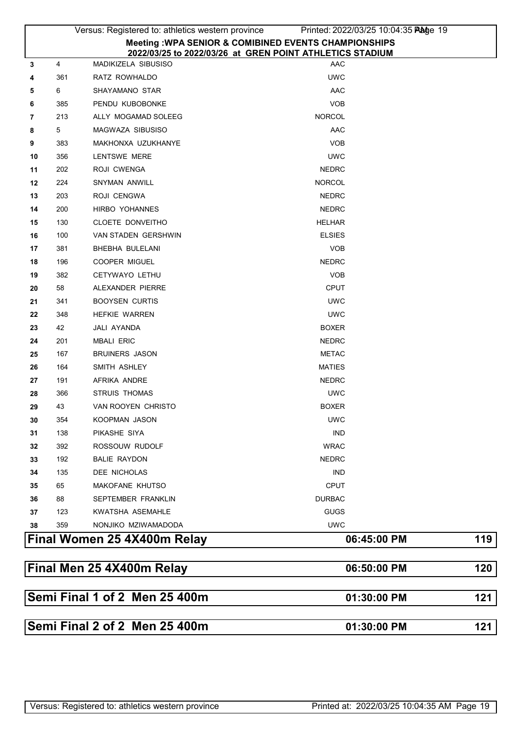| | | | |
|---|---|---|---|
| 3 | 4 | MADIKIZELA SIBUSISO | AAC |
| 4 | 361 | RATZ ROWHALDO | UWC |
| 5 | 6 | SHAYAMANO STAR | AAC |
| 6 | 385 | PENDU KUBOBONKE | VOB |
| 7 | 213 | ALLY MOGAMAD SOLEEG | NORCOL |
| 8 | 5 | MAGWAZA SIBUSISO | AAC |
| 9 | 383 | MAKHONXA UZUKHANYE | VOB |
| 10 | 356 | LENTSWE MERE | UWC |
| 11 | 202 | ROJI CWENGA | NEDRC |
| 12 | 224 | SNYMAN ANWILL | NORCOL |
| 13 | 203 | ROJI CENGWA | NEDRC |
| 14 | 200 | HIRBO YOHANNES | NEDRC |
| 15 | 130 | CLOETE DONVEITHO | HELHAR |
| 16 | 100 | VAN STADEN GERSHWIN | ELSIES |
| 17 | 381 | BHEBHA BULELANI | VOB |
| 18 | 196 | COOPER MIGUEL | NEDRC |
| 19 | 382 | CETYWAYO LETHU | VOB |
| 20 | 58 | ALEXANDER PIERRE | CPUT |
| 21 | 341 | BOOYSEN CURTIS | UWC |
| 22 | 348 | HEFKIE WARREN | UWC |
| 23 | 42 | JALI AYANDA | BOXER |
| 24 | 201 | MBALI ERIC | NEDRC |
| 25 | 167 | BRUINERS JASON | METAC |
| 26 | 164 | SMITH ASHLEY | MATIES |
| 27 | 191 | AFRIKA ANDRE | NEDRC |
| 28 | 366 | STRUIS THOMAS | UWC |
| 29 | 43 | VAN ROOYEN CHRISTO | BOXER |
| 30 | 354 | KOOPMAN JASON | UWC |
| 31 | 138 | PIKASHE SIYA | IND |
| 32 | 392 | ROSSOUW RUDOLF | WRAC |
| 33 | 192 | BALIE RAYDON | NEDRC |
| 34 | 135 | DEE NICHOLAS | IND |
| 35 | 65 | MAKOFANE KHUTSO | CPUT |
| 36 | 88 | SEPTEMBER FRANKLIN | DURBAC |
| 37 | 123 | KWATSHA ASEMAHLE | GUGS |
| 38 | 359 | NONJIKO MZIWAMADODA | UWC |

## Final Women 25 4X400m Relay — 06:45:00 PM — 119

## Final Men 25 4X400m Relay — 06:50:00 PM — 120

## Semi Final 1 of 2 Men 25 400m — 01:30:00 PM — 121

## Semi Final 2 of 2 Men 25 400m — 01:30:00 PM — 121